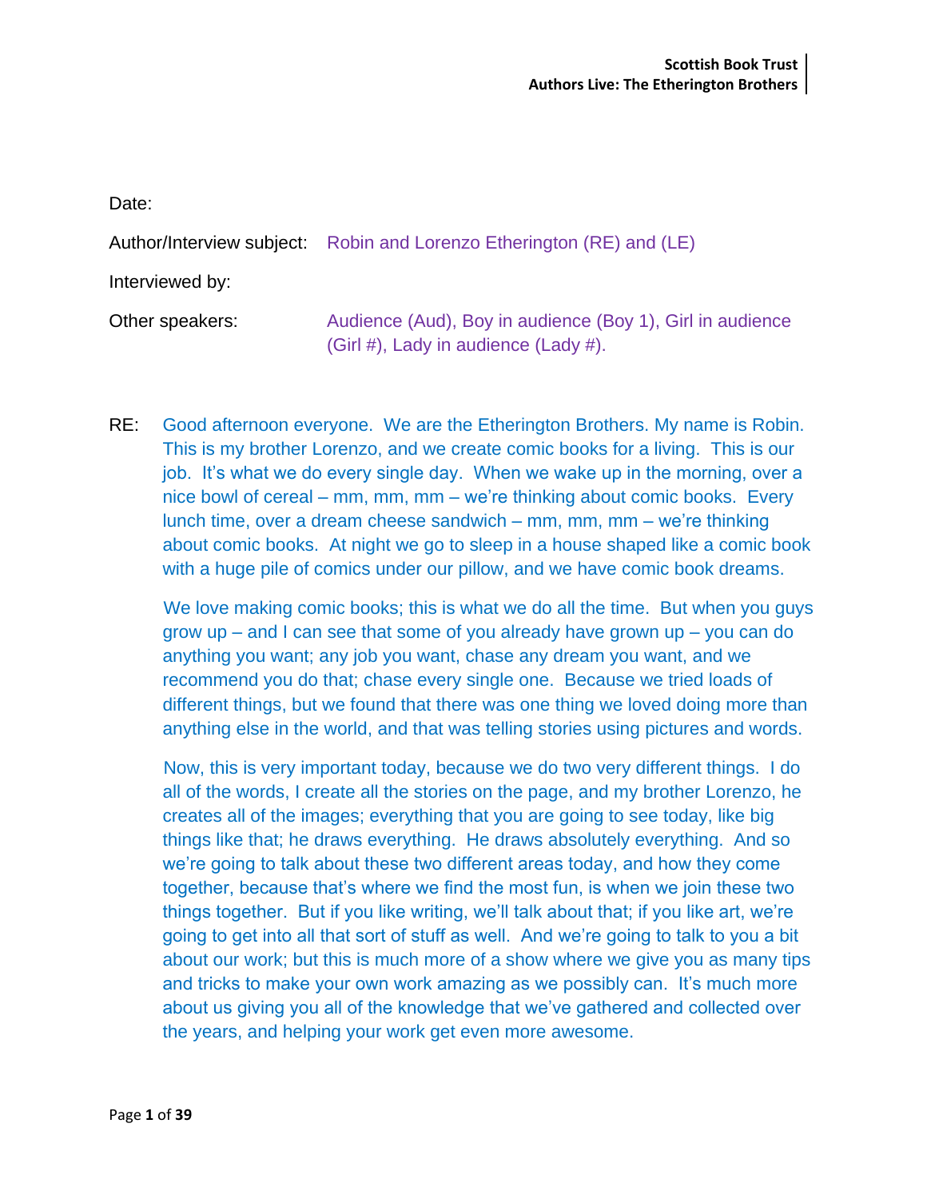Date:

Author/Interview subject: Robin and Lorenzo Etherington (RE) and (LE)

Interviewed by:

Other speakers: Audience (Aud), Boy in audience (Boy 1), Girl in audience (Girl #), Lady in audience (Lady #).

RE: Good afternoon everyone. We are the Etherington Brothers. My name is Robin. This is my brother Lorenzo, and we create comic books for a living. This is our job. It's what we do every single day. When we wake up in the morning, over a nice bowl of cereal – mm, mm, mm – we're thinking about comic books. Every lunch time, over a dream cheese sandwich – mm, mm, mm – we're thinking about comic books. At night we go to sleep in a house shaped like a comic book with a huge pile of comics under our pillow, and we have comic book dreams.

We love making comic books; this is what we do all the time. But when you guys grow up – and I can see that some of you already have grown up – you can do anything you want; any job you want, chase any dream you want, and we recommend you do that; chase every single one. Because we tried loads of different things, but we found that there was one thing we loved doing more than anything else in the world, and that was telling stories using pictures and words.

Now, this is very important today, because we do two very different things. I do all of the words, I create all the stories on the page, and my brother Lorenzo, he creates all of the images; everything that you are going to see today, like big things like that; he draws everything. He draws absolutely everything. And so we're going to talk about these two different areas today, and how they come together, because that's where we find the most fun, is when we join these two things together. But if you like writing, we'll talk about that; if you like art, we're going to get into all that sort of stuff as well. And we're going to talk to you a bit about our work; but this is much more of a show where we give you as many tips and tricks to make your own work amazing as we possibly can. It's much more about us giving you all of the knowledge that we've gathered and collected over the years, and helping your work get even more awesome.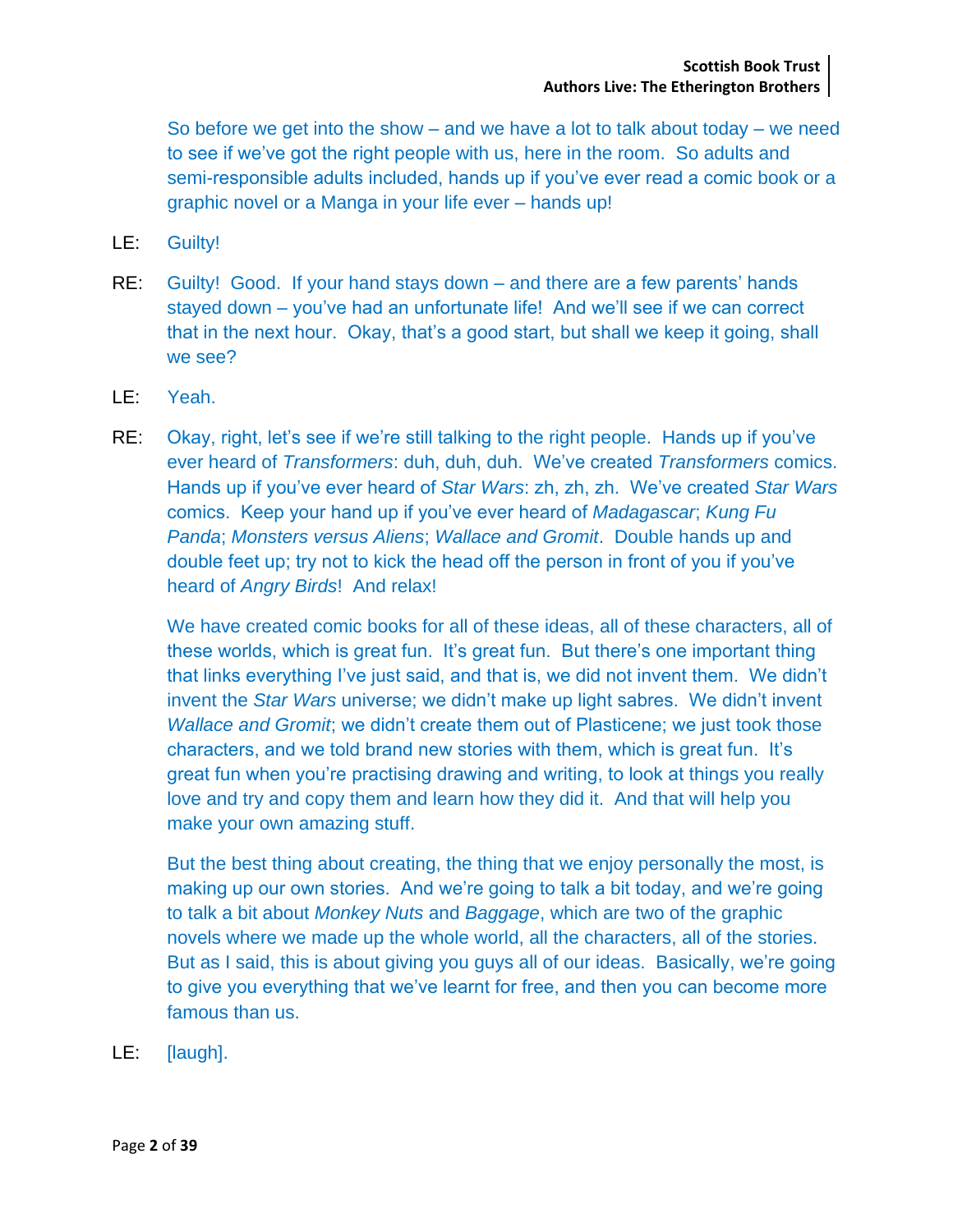So before we get into the show – and we have a lot to talk about today – we need to see if we've got the right people with us, here in the room. So adults and semi-responsible adults included, hands up if you've ever read a comic book or a graphic novel or a Manga in your life ever – hands up!

LE: Guilty!

RE: Guilty! Good. If your hand stays down – and there are a few parents' hands stayed down – you've had an unfortunate life! And we'll see if we can correct that in the next hour. Okay, that's a good start, but shall we keep it going, shall we see?

LE: Yeah.

RE: Okay, right, let's see if we're still talking to the right people. Hands up if you've ever heard of *Transformers*: duh, duh, duh. We've created *Transformers* comics. Hands up if you've ever heard of *Star Wars*: zh, zh, zh. We've created *Star Wars* comics. Keep your hand up if you've ever heard of *Madagascar*; *Kung Fu Panda*; *Monsters versus Aliens*; *Wallace and Gromit*. Double hands up and double feet up; try not to kick the head off the person in front of you if you've heard of *Angry Birds*! And relax!

We have created comic books for all of these ideas, all of these characters, all of these worlds, which is great fun. It's great fun. But there's one important thing that links everything I've just said, and that is, we did not invent them. We didn't invent the *Star Wars* universe; we didn't make up light sabres. We didn't invent *Wallace and Gromit*; we didn't create them out of Plasticene; we just took those characters, and we told brand new stories with them, which is great fun. It's great fun when you're practising drawing and writing, to look at things you really love and try and copy them and learn how they did it. And that will help you make your own amazing stuff.

But the best thing about creating, the thing that we enjoy personally the most, is making up our own stories. And we're going to talk a bit today, and we're going to talk a bit about *Monkey Nuts* and *Baggage*, which are two of the graphic novels where we made up the whole world, all the characters, all of the stories. But as I said, this is about giving you guys all of our ideas. Basically, we're going to give you everything that we've learnt for free, and then you can become more famous than us.

LE: [laugh].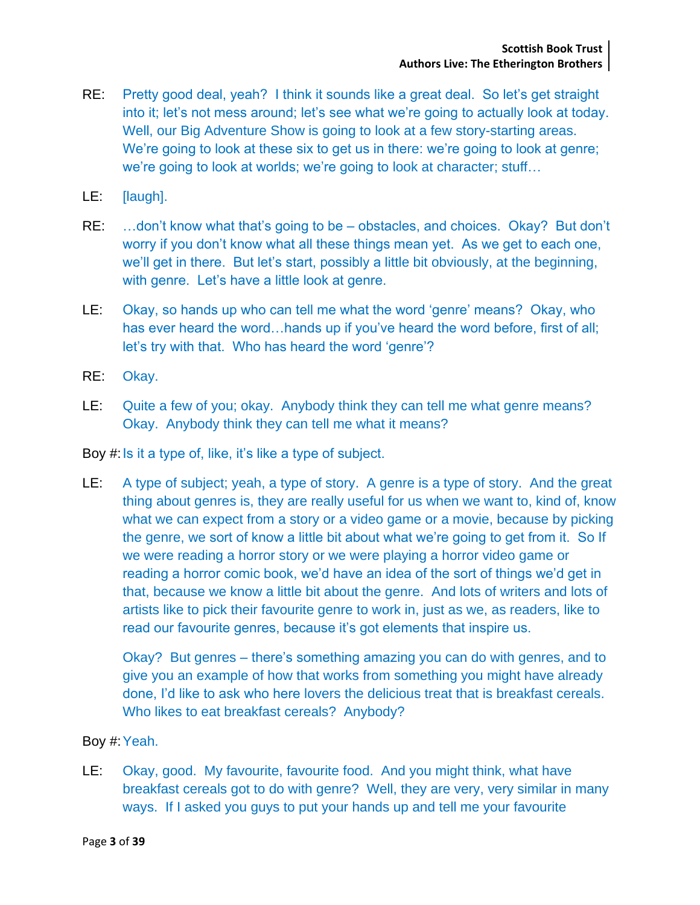RE: Pretty good deal, yeah? I think it sounds like a great deal. So let's get straight into it; let's not mess around; let's see what we're going to actually look at today. Well, our Big Adventure Show is going to look at a few story-starting areas. We're going to look at these six to get us in there: we're going to look at genre; we're going to look at worlds; we're going to look at character; stuff…

LE: [laugh].

RE: …don't know what that's going to be – obstacles, and choices. Okay? But don't worry if you don't know what all these things mean yet. As we get to each one, we'll get in there. But let's start, possibly a little bit obviously, at the beginning, with genre. Let's have a little look at genre.

LE: Okay, so hands up who can tell me what the word 'genre' means? Okay, who has ever heard the word…hands up if you've heard the word before, first of all; let's try with that. Who has heard the word 'genre'?

RE: Okay.

LE: Quite a few of you; okay. Anybody think they can tell me what genre means? Okay. Anybody think they can tell me what it means?

Boy #: Is it a type of, like, it's like a type of subject.

LE: A type of subject; yeah, a type of story. A genre is a type of story. And the great thing about genres is, they are really useful for us when we want to, kind of, know what we can expect from a story or a video game or a movie, because by picking the genre, we sort of know a little bit about what we're going to get from it. So If we were reading a horror story or we were playing a horror video game or reading a horror comic book, we'd have an idea of the sort of things we'd get in that, because we know a little bit about the genre. And lots of writers and lots of artists like to pick their favourite genre to work in, just as we, as readers, like to read our favourite genres, because it's got elements that inspire us.

Okay? But genres – there's something amazing you can do with genres, and to give you an example of how that works from something you might have already done, I'd like to ask who here lovers the delicious treat that is breakfast cereals. Who likes to eat breakfast cereals? Anybody?

Boy #: Yeah.

LE: Okay, good. My favourite, favourite food. And you might think, what have breakfast cereals got to do with genre? Well, they are very, very similar in many ways. If I asked you guys to put your hands up and tell me your favourite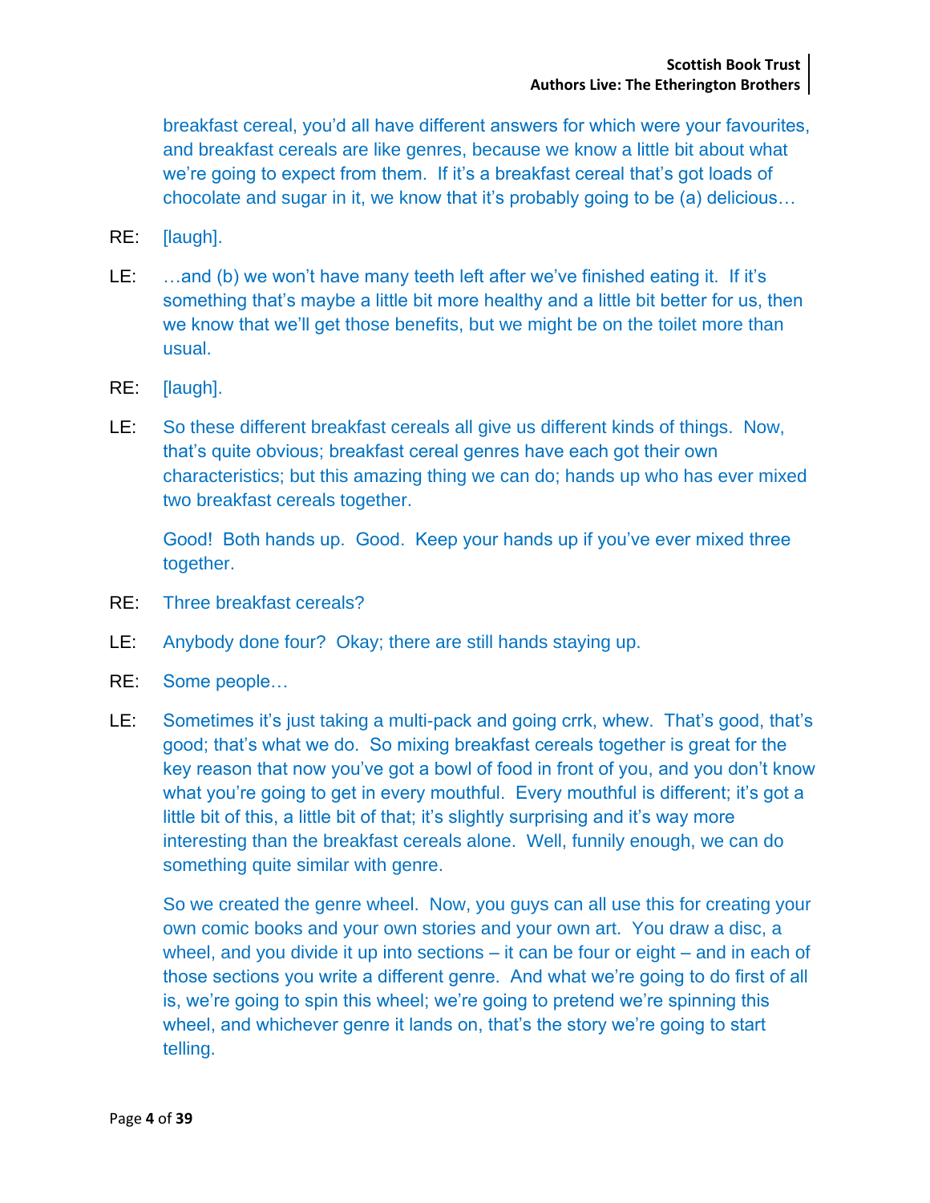breakfast cereal, you'd all have different answers for which were your favourites, and breakfast cereals are like genres, because we know a little bit about what we're going to expect from them. If it's a breakfast cereal that's got loads of chocolate and sugar in it, we know that it's probably going to be (a) delicious…

RE: [laugh].

LE: …and (b) we won't have many teeth left after we've finished eating it. If it's something that's maybe a little bit more healthy and a little bit better for us, then we know that we'll get those benefits, but we might be on the toilet more than usual.

RE: [laugh].

LE: So these different breakfast cereals all give us different kinds of things. Now, that's quite obvious; breakfast cereal genres have each got their own characteristics; but this amazing thing we can do; hands up who has ever mixed two breakfast cereals together.

Good! Both hands up. Good. Keep your hands up if you've ever mixed three together.

RE: Three breakfast cereals?

LE: Anybody done four? Okay; there are still hands staying up.

RE: Some people…

LE: Sometimes it's just taking a multi-pack and going crrk, whew. That's good, that's good; that's what we do. So mixing breakfast cereals together is great for the key reason that now you've got a bowl of food in front of you, and you don't know what you're going to get in every mouthful. Every mouthful is different; it's got a little bit of this, a little bit of that; it's slightly surprising and it's way more interesting than the breakfast cereals alone. Well, funnily enough, we can do something quite similar with genre.

So we created the genre wheel. Now, you guys can all use this for creating your own comic books and your own stories and your own art. You draw a disc, a wheel, and you divide it up into sections – it can be four or eight – and in each of those sections you write a different genre. And what we're going to do first of all is, we're going to spin this wheel; we're going to pretend we're spinning this wheel, and whichever genre it lands on, that's the story we're going to start telling.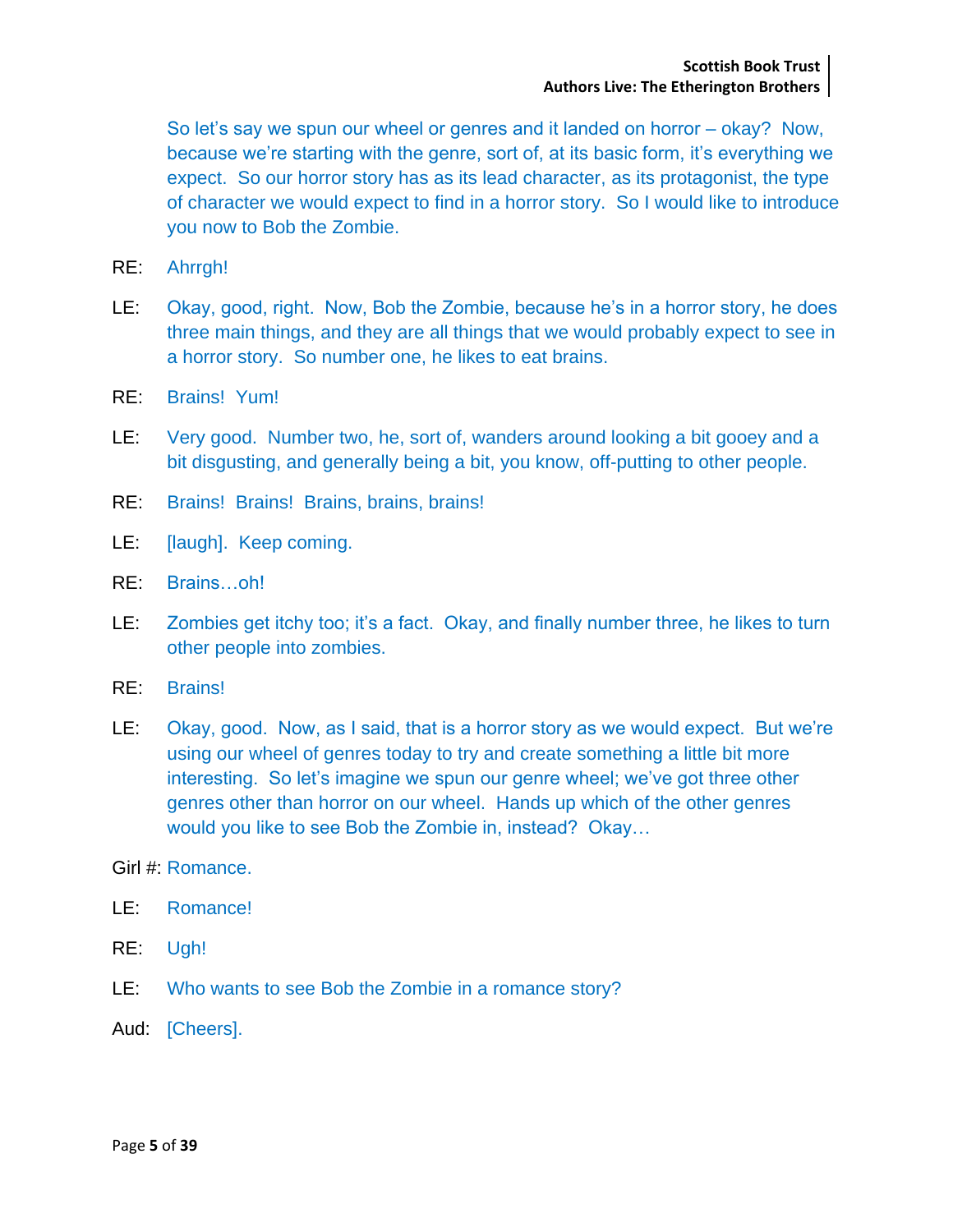So let's say we spun our wheel or genres and it landed on horror – okay? Now, because we're starting with the genre, sort of, at its basic form, it's everything we expect. So our horror story has as its lead character, as its protagonist, the type of character we would expect to find in a horror story. So I would like to introduce you now to Bob the Zombie.

RE: Ahrrgh!

LE: Okay, good, right. Now, Bob the Zombie, because he's in a horror story, he does three main things, and they are all things that we would probably expect to see in a horror story. So number one, he likes to eat brains.

RE: Brains! Yum!

LE: Very good. Number two, he, sort of, wanders around looking a bit gooey and a bit disgusting, and generally being a bit, you know, off-putting to other people.

RE: Brains! Brains! Brains, brains, brains!

LE: [laugh]. Keep coming.

RE: Brains…oh!

LE: Zombies get itchy too; it's a fact. Okay, and finally number three, he likes to turn other people into zombies.

RE: Brains!

LE: Okay, good. Now, as I said, that is a horror story as we would expect. But we're using our wheel of genres today to try and create something a little bit more interesting. So let's imagine we spun our genre wheel; we've got three other genres other than horror on our wheel. Hands up which of the other genres would you like to see Bob the Zombie in, instead? Okay…

Girl #: Romance.

LE: Romance!

RE: Ugh!

LE: Who wants to see Bob the Zombie in a romance story?

Aud: [Cheers].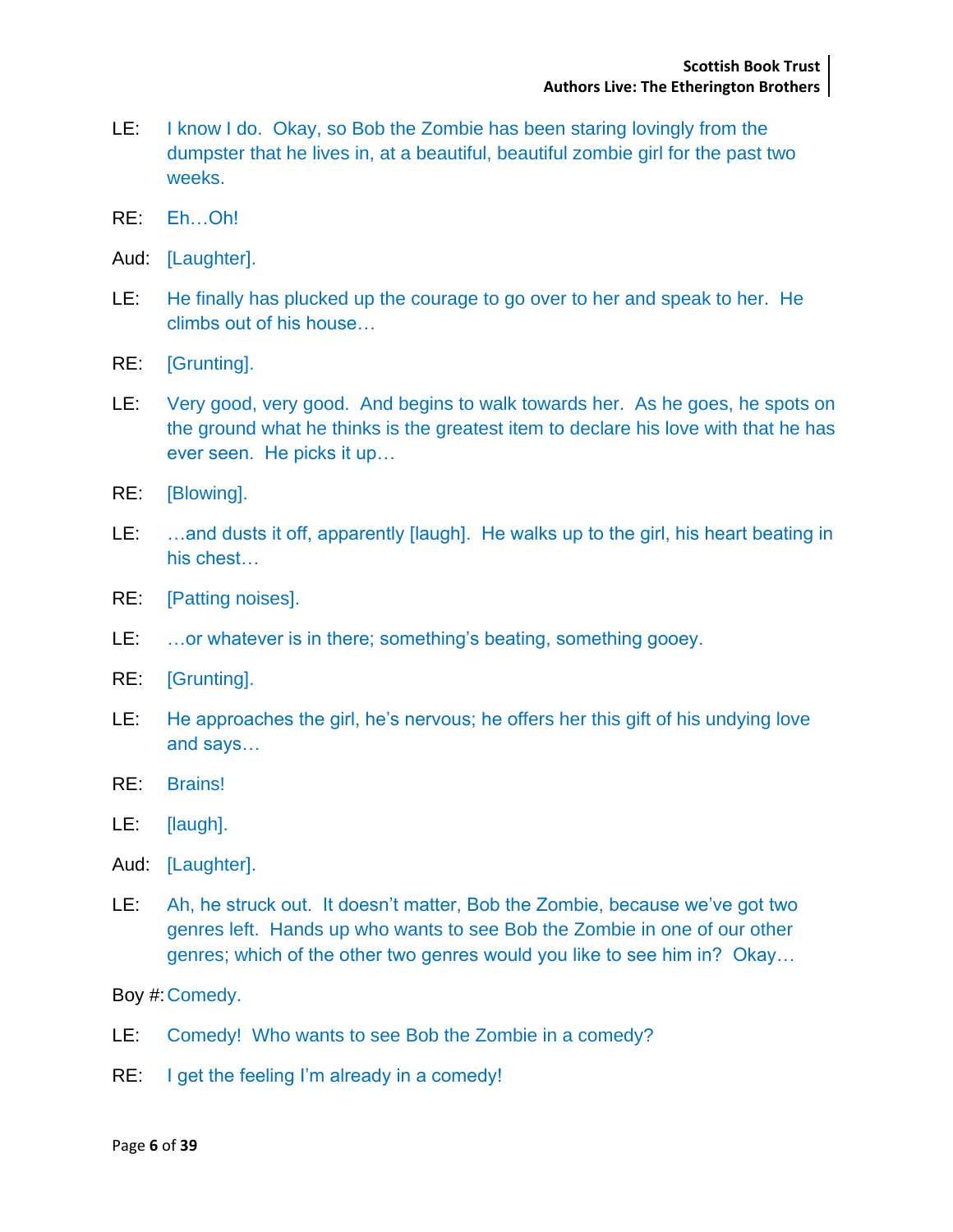LE: I know I do. Okay, so Bob the Zombie has been staring lovingly from the dumpster that he lives in, at a beautiful, beautiful zombie girl for the past two weeks.

RE: Eh…Oh!

Aud: [Laughter].

LE: He finally has plucked up the courage to go over to her and speak to her. He climbs out of his house…

RE: [Grunting].

LE: Very good, very good. And begins to walk towards her. As he goes, he spots on the ground what he thinks is the greatest item to declare his love with that he has ever seen. He picks it up…

RE: [Blowing].

LE: …and dusts it off, apparently [laugh]. He walks up to the girl, his heart beating in his chest…

RE: [Patting noises].

LE: …or whatever is in there; something's beating, something gooey.

RE: [Grunting].

LE: He approaches the girl, he's nervous; he offers her this gift of his undying love and says…

RE: Brains!

LE: [laugh].

Aud: [Laughter].

LE: Ah, he struck out. It doesn't matter, Bob the Zombie, because we've got two genres left. Hands up who wants to see Bob the Zombie in one of our other genres; which of the other two genres would you like to see him in? Okay…

Boy #: Comedy.

LE: Comedy! Who wants to see Bob the Zombie in a comedy?

RE: I get the feeling I'm already in a comedy!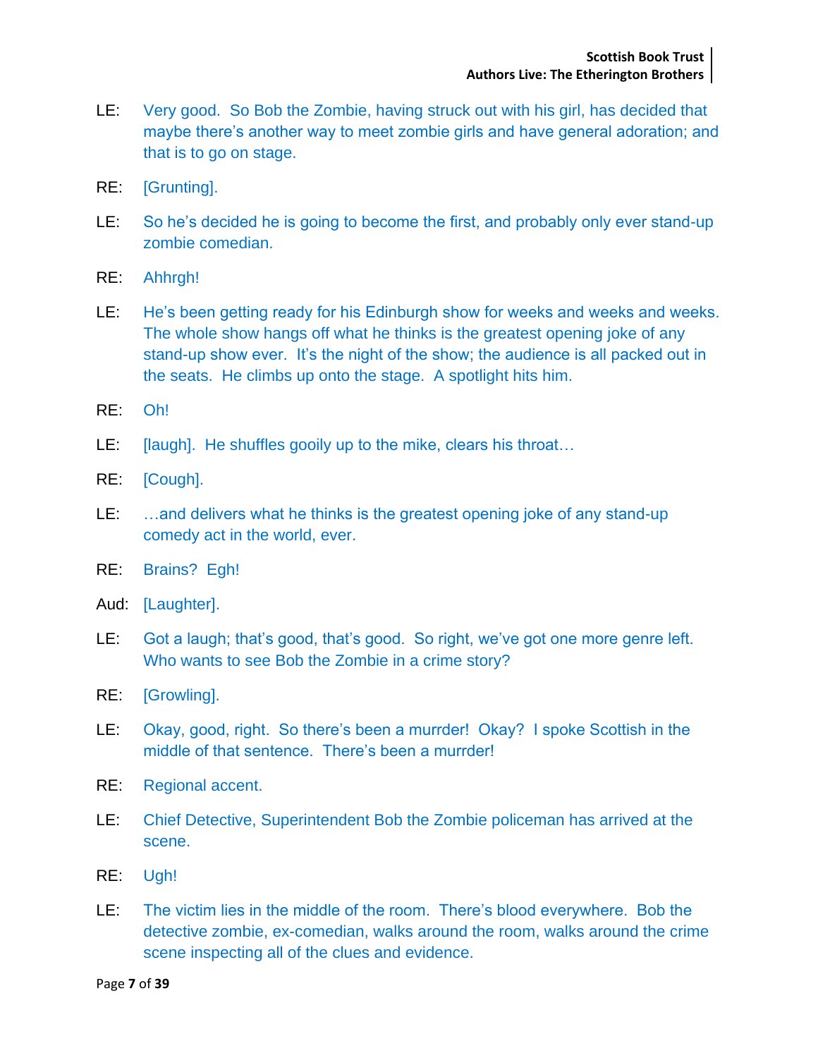LE: Very good. So Bob the Zombie, having struck out with his girl, has decided that maybe there's another way to meet zombie girls and have general adoration; and that is to go on stage.

RE: [Grunting].

LE: So he's decided he is going to become the first, and probably only ever stand-up zombie comedian.

RE: Ahhrgh!

LE: He's been getting ready for his Edinburgh show for weeks and weeks and weeks. The whole show hangs off what he thinks is the greatest opening joke of any stand-up show ever. It's the night of the show; the audience is all packed out in the seats. He climbs up onto the stage. A spotlight hits him.

RE: Oh!

LE: [laugh]. He shuffles gooily up to the mike, clears his throat…

RE: [Cough].

LE: …and delivers what he thinks is the greatest opening joke of any stand-up comedy act in the world, ever.

RE: Brains? Egh!

Aud: [Laughter].

LE: Got a laugh; that's good, that's good. So right, we've got one more genre left. Who wants to see Bob the Zombie in a crime story?

RE: [Growling].

LE: Okay, good, right. So there's been a murrder! Okay? I spoke Scottish in the middle of that sentence. There's been a murrder!

RE: Regional accent.

LE: Chief Detective, Superintendent Bob the Zombie policeman has arrived at the scene.

RE: Ugh!

LE: The victim lies in the middle of the room. There's blood everywhere. Bob the detective zombie, ex-comedian, walks around the room, walks around the crime scene inspecting all of the clues and evidence.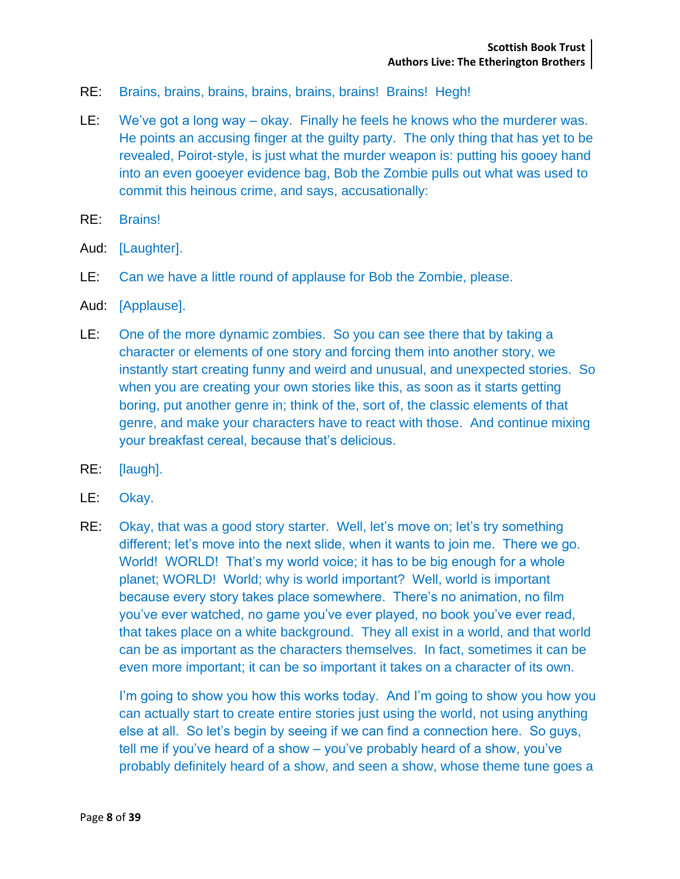RE: Brains, brains, brains, brains, brains, brains! Brains! Hegh!

LE: We've got a long way – okay. Finally he feels he knows who the murderer was. He points an accusing finger at the guilty party. The only thing that has yet to be revealed, Poirot-style, is just what the murder weapon is: putting his gooey hand into an even gooeyer evidence bag, Bob the Zombie pulls out what was used to commit this heinous crime, and says, accusationally:

RE: Brains!

Aud: [Laughter].

LE: Can we have a little round of applause for Bob the Zombie, please.

Aud: [Applause].

LE: One of the more dynamic zombies. So you can see there that by taking a character or elements of one story and forcing them into another story, we instantly start creating funny and weird and unusual, and unexpected stories. So when you are creating your own stories like this, as soon as it starts getting boring, put another genre in; think of the, sort of, the classic elements of that genre, and make your characters have to react with those. And continue mixing your breakfast cereal, because that's delicious.

RE: [laugh].

LE: Okay.

RE: Okay, that was a good story starter. Well, let's move on; let's try something different; let's move into the next slide, when it wants to join me. There we go. World! WORLD! That's my world voice; it has to be big enough for a whole planet; WORLD! World; why is world important? Well, world is important because every story takes place somewhere. There's no animation, no film you've ever watched, no game you've ever played, no book you've ever read, that takes place on a white background. They all exist in a world, and that world can be as important as the characters themselves. In fact, sometimes it can be even more important; it can be so important it takes on a character of its own.

I'm going to show you how this works today. And I'm going to show you how you can actually start to create entire stories just using the world, not using anything else at all. So let's begin by seeing if we can find a connection here. So guys, tell me if you've heard of a show – you've probably heard of a show, you've probably definitely heard of a show, and seen a show, whose theme tune goes a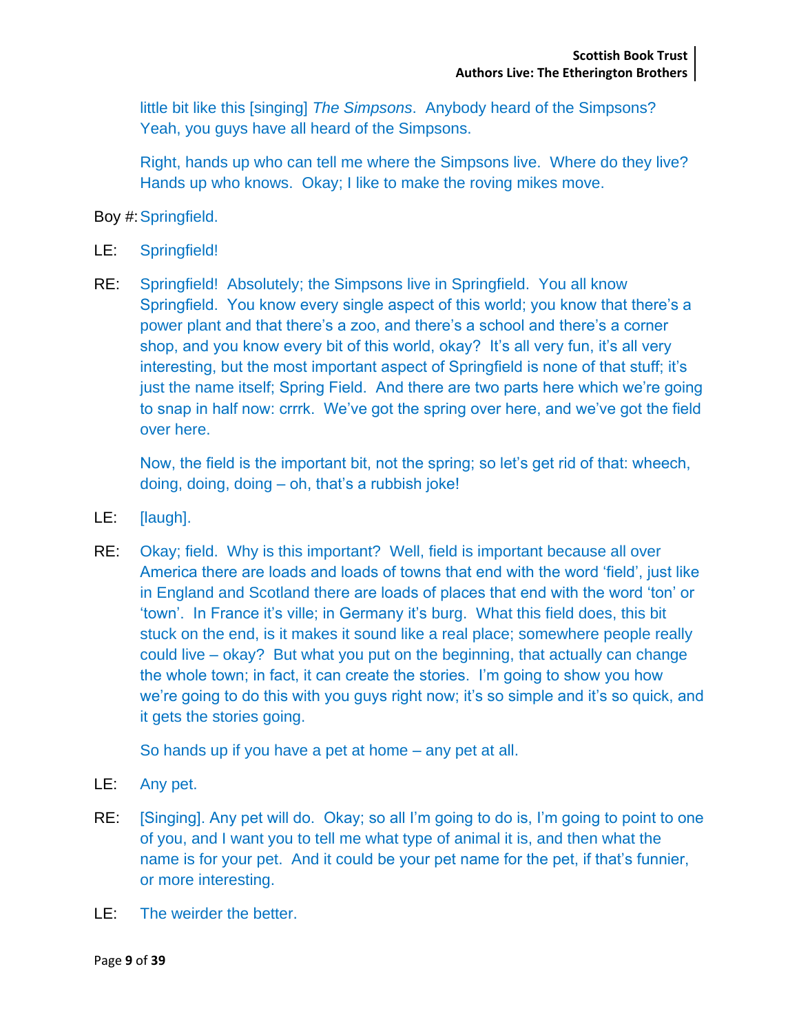little bit like this [singing] *The Simpsons*. Anybody heard of the Simpsons? Yeah, you guys have all heard of the Simpsons.

Right, hands up who can tell me where the Simpsons live. Where do they live? Hands up who knows. Okay; I like to make the roving mikes move.

Boy #: Springfield.

LE: Springfield!

RE: Springfield! Absolutely; the Simpsons live in Springfield. You all know Springfield. You know every single aspect of this world; you know that there's a power plant and that there's a zoo, and there's a school and there's a corner shop, and you know every bit of this world, okay? It's all very fun, it's all very interesting, but the most important aspect of Springfield is none of that stuff; it's just the name itself; Spring Field. And there are two parts here which we're going to snap in half now: crrrk. We've got the spring over here, and we've got the field over here.

Now, the field is the important bit, not the spring; so let's get rid of that: wheech, doing, doing, doing – oh, that's a rubbish joke!

LE: [laugh].

RE: Okay; field. Why is this important? Well, field is important because all over America there are loads and loads of towns that end with the word 'field', just like in England and Scotland there are loads of places that end with the word 'ton' or 'town'. In France it's ville; in Germany it's burg. What this field does, this bit stuck on the end, is it makes it sound like a real place; somewhere people really could live – okay? But what you put on the beginning, that actually can change the whole town; in fact, it can create the stories. I'm going to show you how we're going to do this with you guys right now; it's so simple and it's so quick, and it gets the stories going.

So hands up if you have a pet at home – any pet at all.

LE: Any pet.

RE: [Singing]. Any pet will do. Okay; so all I'm going to do is, I'm going to point to one of you, and I want you to tell me what type of animal it is, and then what the name is for your pet. And it could be your pet name for the pet, if that's funnier, or more interesting.

LE: The weirder the better.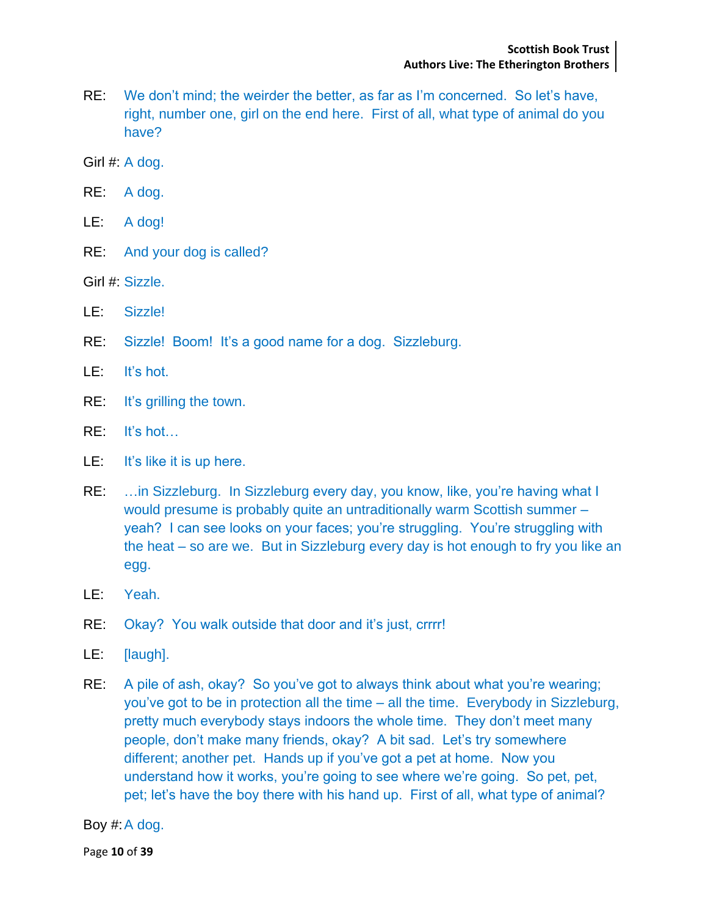RE: We don't mind; the weirder the better, as far as I'm concerned. So let's have, right, number one, girl on the end here. First of all, what type of animal do you have?

Girl #: A dog.

RE: A dog.

LE: A dog!

RE: And your dog is called?

Girl #: Sizzle.

LE: Sizzle!

RE: Sizzle! Boom! It's a good name for a dog. Sizzleburg.

LE: It's hot.

RE: It's grilling the town.

RE: It's hot…

LE: It's like it is up here.

RE: …in Sizzleburg. In Sizzleburg every day, you know, like, you're having what I would presume is probably quite an untraditionally warm Scottish summer – yeah? I can see looks on your faces; you're struggling. You're struggling with the heat – so are we. But in Sizzleburg every day is hot enough to fry you like an egg.

LE: Yeah.

RE: Okay? You walk outside that door and it's just, crrrr!

LE: [laugh].

RE: A pile of ash, okay? So you've got to always think about what you're wearing; you've got to be in protection all the time – all the time. Everybody in Sizzleburg, pretty much everybody stays indoors the whole time. They don't meet many people, don't make many friends, okay? A bit sad. Let's try somewhere different; another pet. Hands up if you've got a pet at home. Now you understand how it works, you're going to see where we're going. So pet, pet, pet; let's have the boy there with his hand up. First of all, what type of animal?

Boy #: A dog.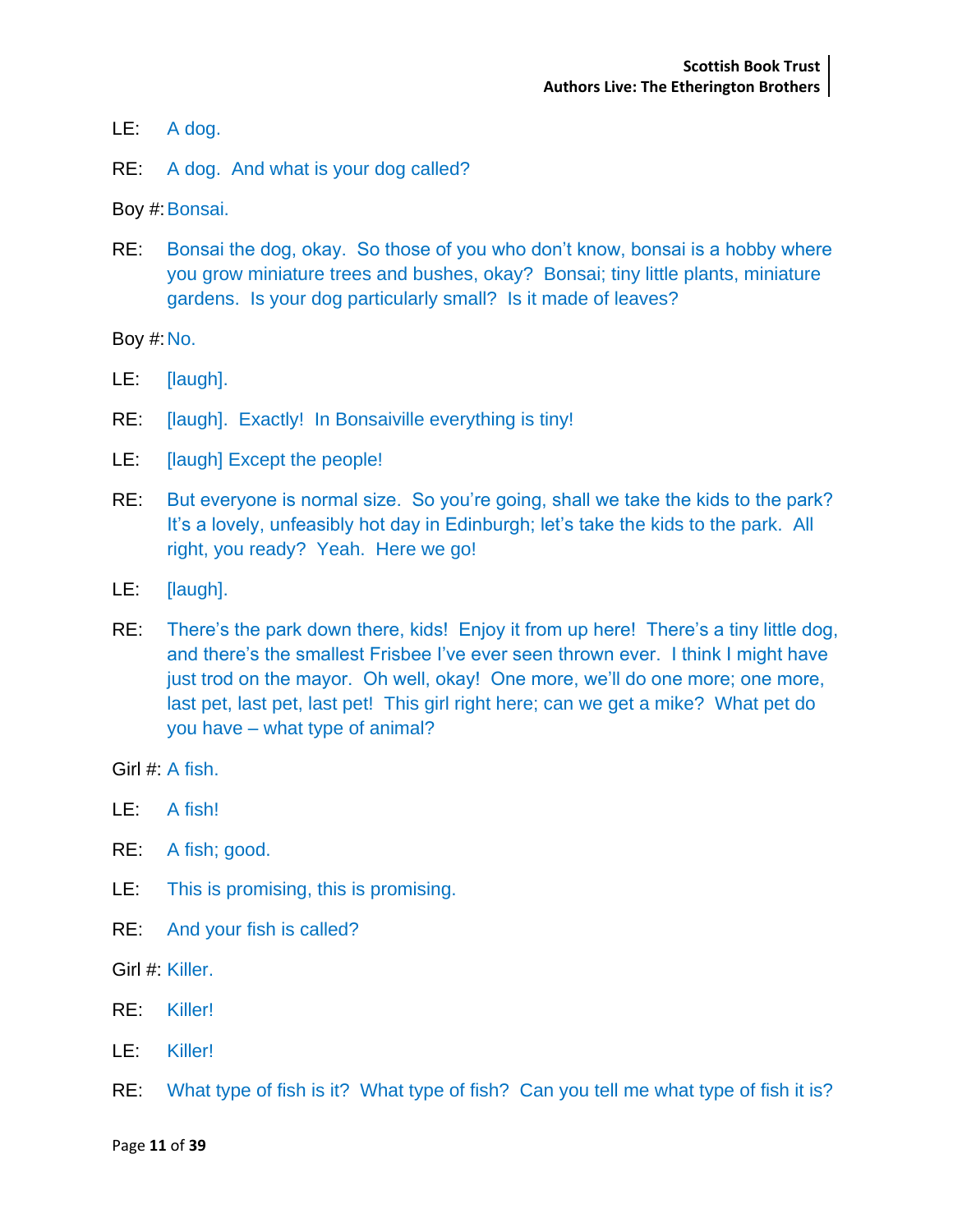LE: A dog.

RE: A dog. And what is your dog called?

Boy #: Bonsai.

RE: Bonsai the dog, okay. So those of you who don't know, bonsai is a hobby where you grow miniature trees and bushes, okay? Bonsai; tiny little plants, miniature gardens. Is your dog particularly small? Is it made of leaves?

Boy #: No.

LE: [laugh].

RE: [laugh]. Exactly! In Bonsaiville everything is tiny!

LE: [laugh] Except the people!

RE: But everyone is normal size. So you're going, shall we take the kids to the park? It's a lovely, unfeasibly hot day in Edinburgh; let's take the kids to the park. All right, you ready? Yeah. Here we go!

LE: [laugh].

RE: There's the park down there, kids! Enjoy it from up here! There's a tiny little dog, and there's the smallest Frisbee I've ever seen thrown ever. I think I might have just trod on the mayor. Oh well, okay! One more, we'll do one more; one more, last pet, last pet, last pet! This girl right here; can we get a mike? What pet do you have – what type of animal?

Girl #: A fish.

LE: A fish!

RE: A fish; good.

LE: This is promising, this is promising.

RE: And your fish is called?

Girl #: Killer.

RE: Killer!

LE: Killer!

RE: What type of fish is it? What type of fish? Can you tell me what type of fish it is?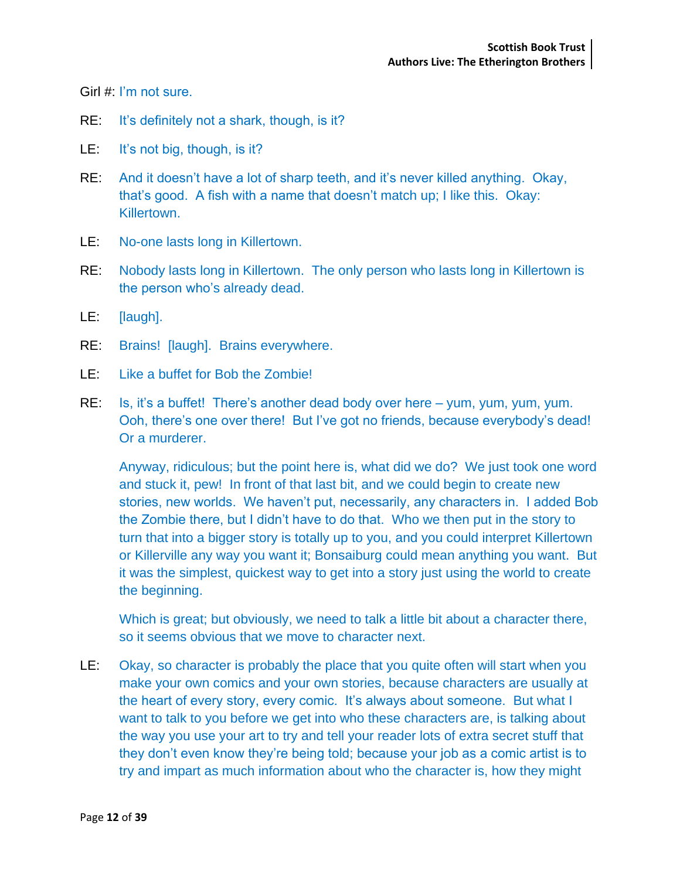Girl #: I'm not sure.

RE: It's definitely not a shark, though, is it?

LE: It's not big, though, is it?

RE: And it doesn't have a lot of sharp teeth, and it's never killed anything. Okay, that's good. A fish with a name that doesn't match up; I like this. Okay: Killertown.

LE: No-one lasts long in Killertown.

RE: Nobody lasts long in Killertown. The only person who lasts long in Killertown is the person who's already dead.

LE: [laugh].

RE: Brains! [laugh]. Brains everywhere.

LE: Like a buffet for Bob the Zombie!

RE: Is, it's a buffet! There's another dead body over here – yum, yum, yum, yum. Ooh, there's one over there! But I've got no friends, because everybody's dead! Or a murderer.

Anyway, ridiculous; but the point here is, what did we do? We just took one word and stuck it, pew! In front of that last bit, and we could begin to create new stories, new worlds. We haven't put, necessarily, any characters in. I added Bob the Zombie there, but I didn't have to do that. Who we then put in the story to turn that into a bigger story is totally up to you, and you could interpret Killertown or Killerville any way you want it; Bonsaiburg could mean anything you want. But it was the simplest, quickest way to get into a story just using the world to create the beginning.

Which is great; but obviously, we need to talk a little bit about a character there, so it seems obvious that we move to character next.

LE: Okay, so character is probably the place that you quite often will start when you make your own comics and your own stories, because characters are usually at the heart of every story, every comic. It's always about someone. But what I want to talk to you before we get into who these characters are, is talking about the way you use your art to try and tell your reader lots of extra secret stuff that they don't even know they're being told; because your job as a comic artist is to try and impart as much information about who the character is, how they might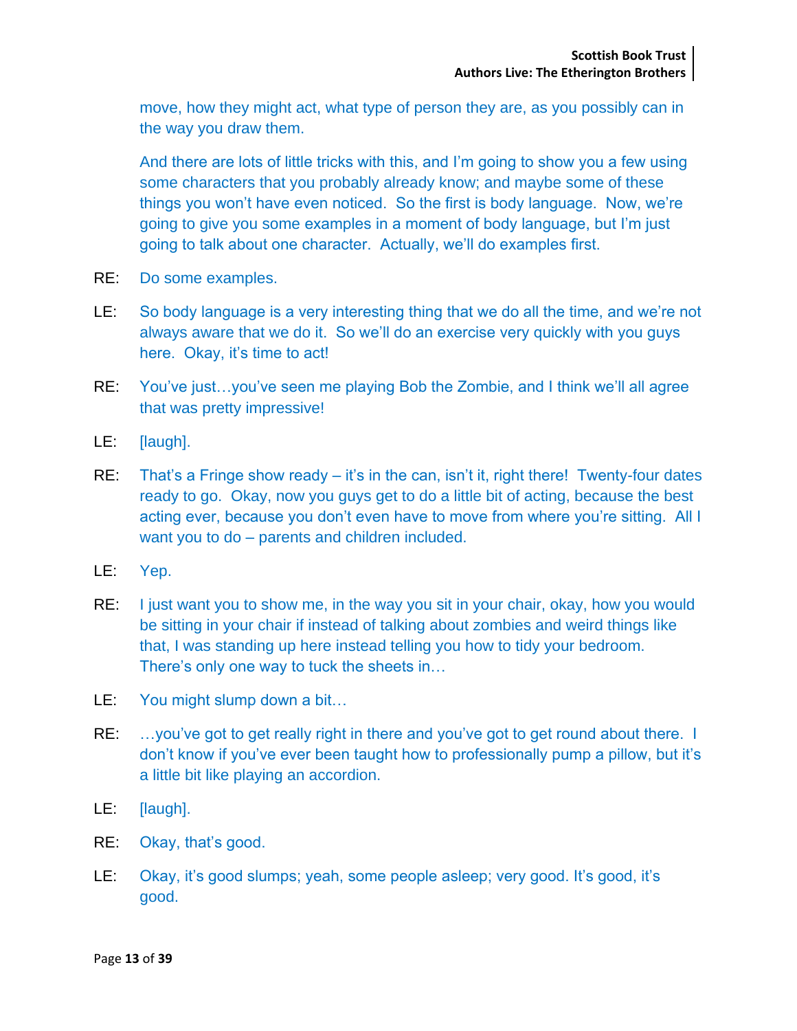move, how they might act, what type of person they are, as you possibly can in the way you draw them.

And there are lots of little tricks with this, and I'm going to show you a few using some characters that you probably already know; and maybe some of these things you won't have even noticed. So the first is body language. Now, we're going to give you some examples in a moment of body language, but I'm just going to talk about one character. Actually, we'll do examples first.

RE: Do some examples.

LE: So body language is a very interesting thing that we do all the time, and we're not always aware that we do it. So we'll do an exercise very quickly with you guys here. Okay, it's time to act!

RE: You've just…you've seen me playing Bob the Zombie, and I think we'll all agree that was pretty impressive!

LE: [laugh].

RE: That's a Fringe show ready – it's in the can, isn't it, right there! Twenty-four dates ready to go. Okay, now you guys get to do a little bit of acting, because the best acting ever, because you don't even have to move from where you're sitting. All I want you to do – parents and children included.

LE: Yep.

RE: I just want you to show me, in the way you sit in your chair, okay, how you would be sitting in your chair if instead of talking about zombies and weird things like that, I was standing up here instead telling you how to tidy your bedroom. There's only one way to tuck the sheets in…

LE: You might slump down a bit…

RE: …you've got to get really right in there and you've got to get round about there. I don't know if you've ever been taught how to professionally pump a pillow, but it's a little bit like playing an accordion.

LE: [laugh].

RE: Okay, that's good.

LE: Okay, it's good slumps; yeah, some people asleep; very good. It's good, it's good.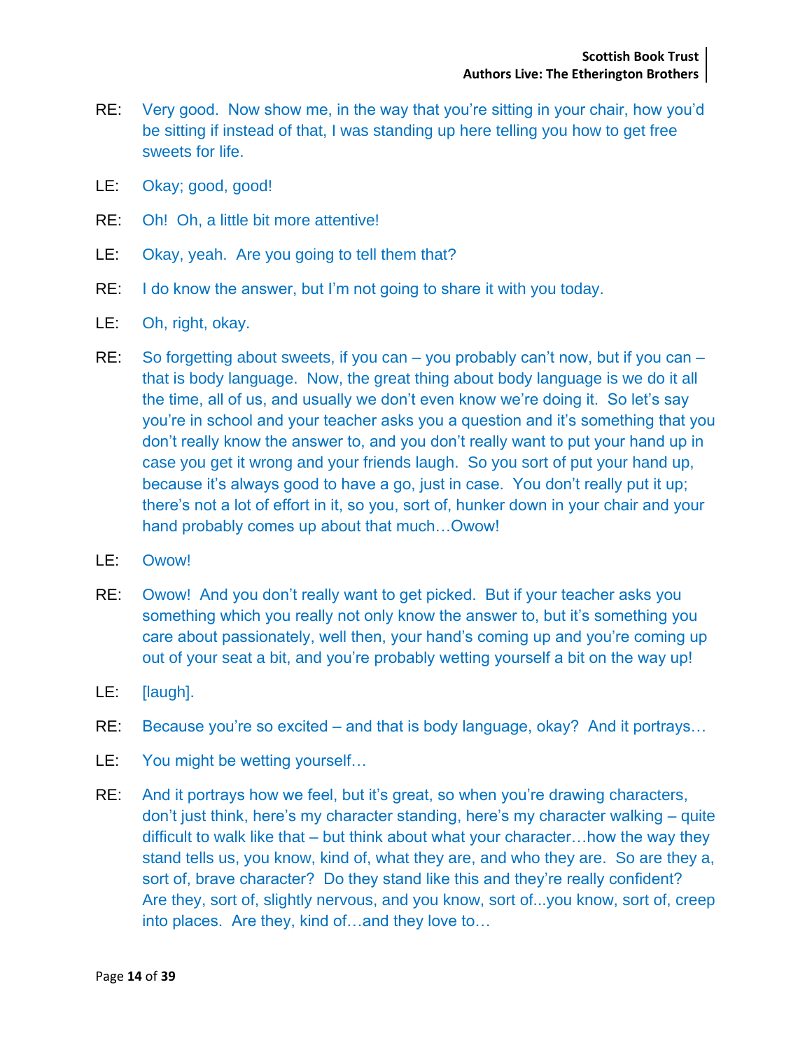RE: Very good. Now show me, in the way that you're sitting in your chair, how you'd be sitting if instead of that, I was standing up here telling you how to get free sweets for life.

LE: Okay; good, good!

RE: Oh! Oh, a little bit more attentive!

LE: Okay, yeah. Are you going to tell them that?

RE: I do know the answer, but I'm not going to share it with you today.

LE: Oh, right, okay.

RE: So forgetting about sweets, if you can – you probably can't now, but if you can – that is body language. Now, the great thing about body language is we do it all the time, all of us, and usually we don't even know we're doing it. So let's say you're in school and your teacher asks you a question and it's something that you don't really know the answer to, and you don't really want to put your hand up in case you get it wrong and your friends laugh. So you sort of put your hand up, because it's always good to have a go, just in case. You don't really put it up; there's not a lot of effort in it, so you, sort of, hunker down in your chair and your hand probably comes up about that much…Owow!

LE: Owow!

RE: Owow! And you don't really want to get picked. But if your teacher asks you something which you really not only know the answer to, but it's something you care about passionately, well then, your hand's coming up and you're coming up out of your seat a bit, and you're probably wetting yourself a bit on the way up!

LE: [laugh].

RE: Because you're so excited – and that is body language, okay? And it portrays…

LE: You might be wetting yourself…

RE: And it portrays how we feel, but it's great, so when you're drawing characters, don't just think, here's my character standing, here's my character walking – quite difficult to walk like that – but think about what your character…how the way they stand tells us, you know, kind of, what they are, and who they are. So are they a, sort of, brave character? Do they stand like this and they're really confident? Are they, sort of, slightly nervous, and you know, sort of...you know, sort of, creep into places. Are they, kind of…and they love to…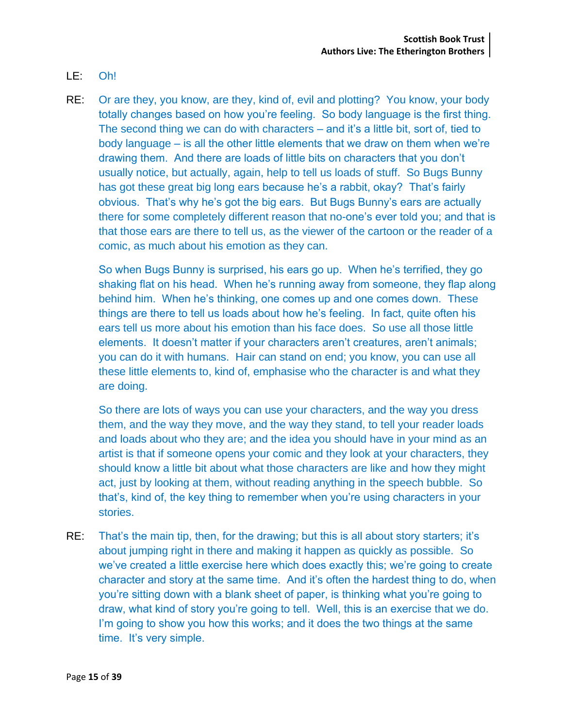LE: Oh!

RE: Or are they, you know, are they, kind of, evil and plotting? You know, your body totally changes based on how you're feeling. So body language is the first thing. The second thing we can do with characters – and it's a little bit, sort of, tied to body language – is all the other little elements that we draw on them when we're drawing them. And there are loads of little bits on characters that you don't usually notice, but actually, again, help to tell us loads of stuff. So Bugs Bunny has got these great big long ears because he's a rabbit, okay? That's fairly obvious. That's why he's got the big ears. But Bugs Bunny's ears are actually there for some completely different reason that no-one's ever told you; and that is that those ears are there to tell us, as the viewer of the cartoon or the reader of a comic, as much about his emotion as they can.

So when Bugs Bunny is surprised, his ears go up. When he's terrified, they go shaking flat on his head. When he's running away from someone, they flap along behind him. When he's thinking, one comes up and one comes down. These things are there to tell us loads about how he's feeling. In fact, quite often his ears tell us more about his emotion than his face does. So use all those little elements. It doesn't matter if your characters aren't creatures, aren't animals; you can do it with humans. Hair can stand on end; you know, you can use all these little elements to, kind of, emphasise who the character is and what they are doing.

So there are lots of ways you can use your characters, and the way you dress them, and the way they move, and the way they stand, to tell your reader loads and loads about who they are; and the idea you should have in your mind as an artist is that if someone opens your comic and they look at your characters, they should know a little bit about what those characters are like and how they might act, just by looking at them, without reading anything in the speech bubble. So that's, kind of, the key thing to remember when you're using characters in your stories.

RE: That's the main tip, then, for the drawing; but this is all about story starters; it's about jumping right in there and making it happen as quickly as possible. So we've created a little exercise here which does exactly this; we're going to create character and story at the same time. And it's often the hardest thing to do, when you're sitting down with a blank sheet of paper, is thinking what you're going to draw, what kind of story you're going to tell. Well, this is an exercise that we do. I'm going to show you how this works; and it does the two things at the same time. It's very simple.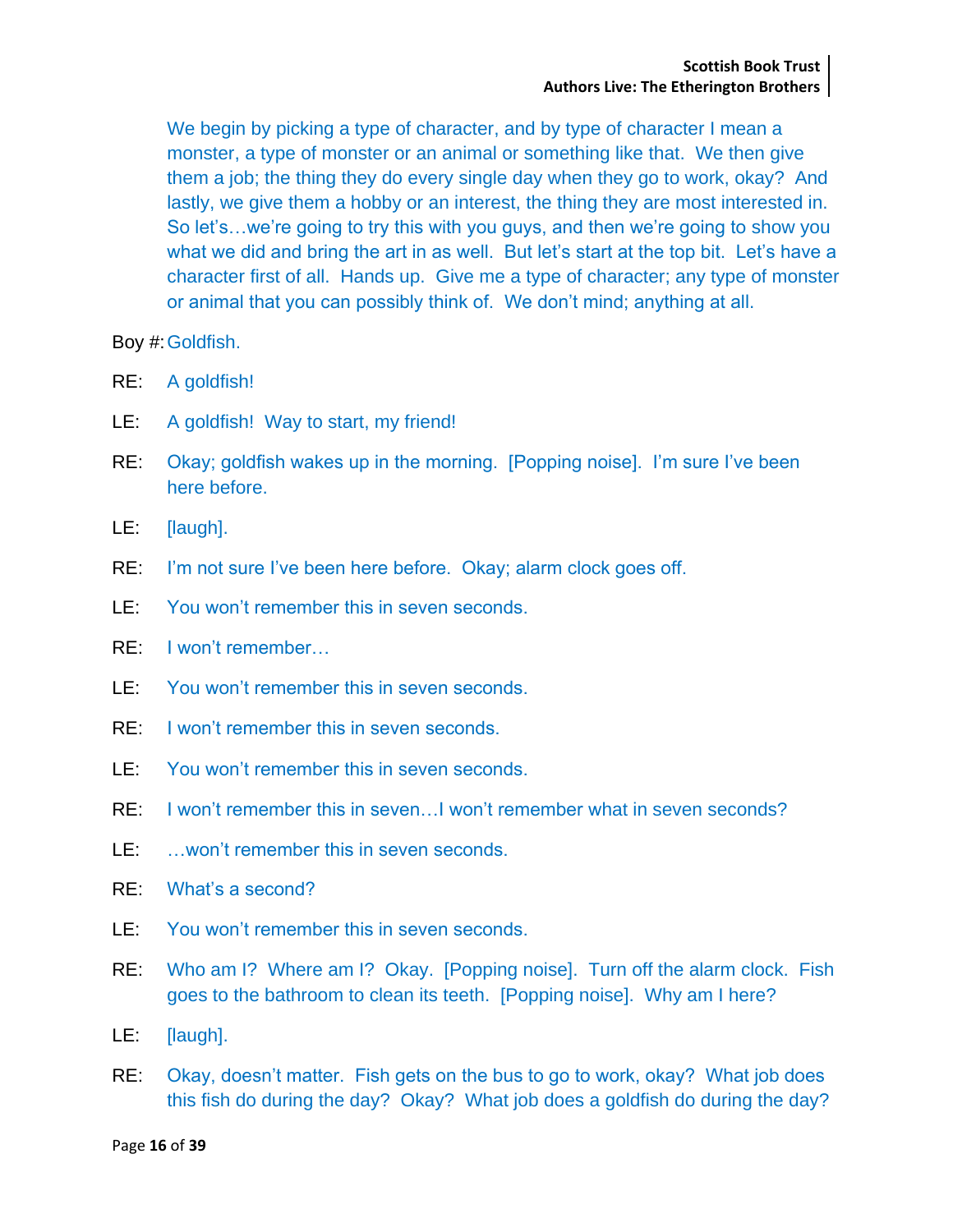We begin by picking a type of character, and by type of character I mean a monster, a type of monster or an animal or something like that. We then give them a job; the thing they do every single day when they go to work, okay? And lastly, we give them a hobby or an interest, the thing they are most interested in. So let's…we're going to try this with you guys, and then we're going to show you what we did and bring the art in as well. But let's start at the top bit. Let's have a character first of all. Hands up. Give me a type of character; any type of monster or animal that you can possibly think of. We don't mind; anything at all.

Boy #: Goldfish.

RE: A goldfish!

LE: A goldfish! Way to start, my friend!

RE: Okay; goldfish wakes up in the morning. [Popping noise]. I'm sure I've been here before.

LE: [laugh].

RE: I'm not sure I've been here before. Okay; alarm clock goes off.

LE: You won't remember this in seven seconds.

RE: I won't remember…

LE: You won't remember this in seven seconds.

RE: I won't remember this in seven seconds.

LE: You won't remember this in seven seconds.

RE: I won't remember this in seven…I won't remember what in seven seconds?

LE: …won't remember this in seven seconds.

RE: What's a second?

LE: You won't remember this in seven seconds.

RE: Who am I? Where am I? Okay. [Popping noise]. Turn off the alarm clock. Fish goes to the bathroom to clean its teeth. [Popping noise]. Why am I here?

LE: [laugh].

RE: Okay, doesn't matter. Fish gets on the bus to go to work, okay? What job does this fish do during the day? Okay? What job does a goldfish do during the day?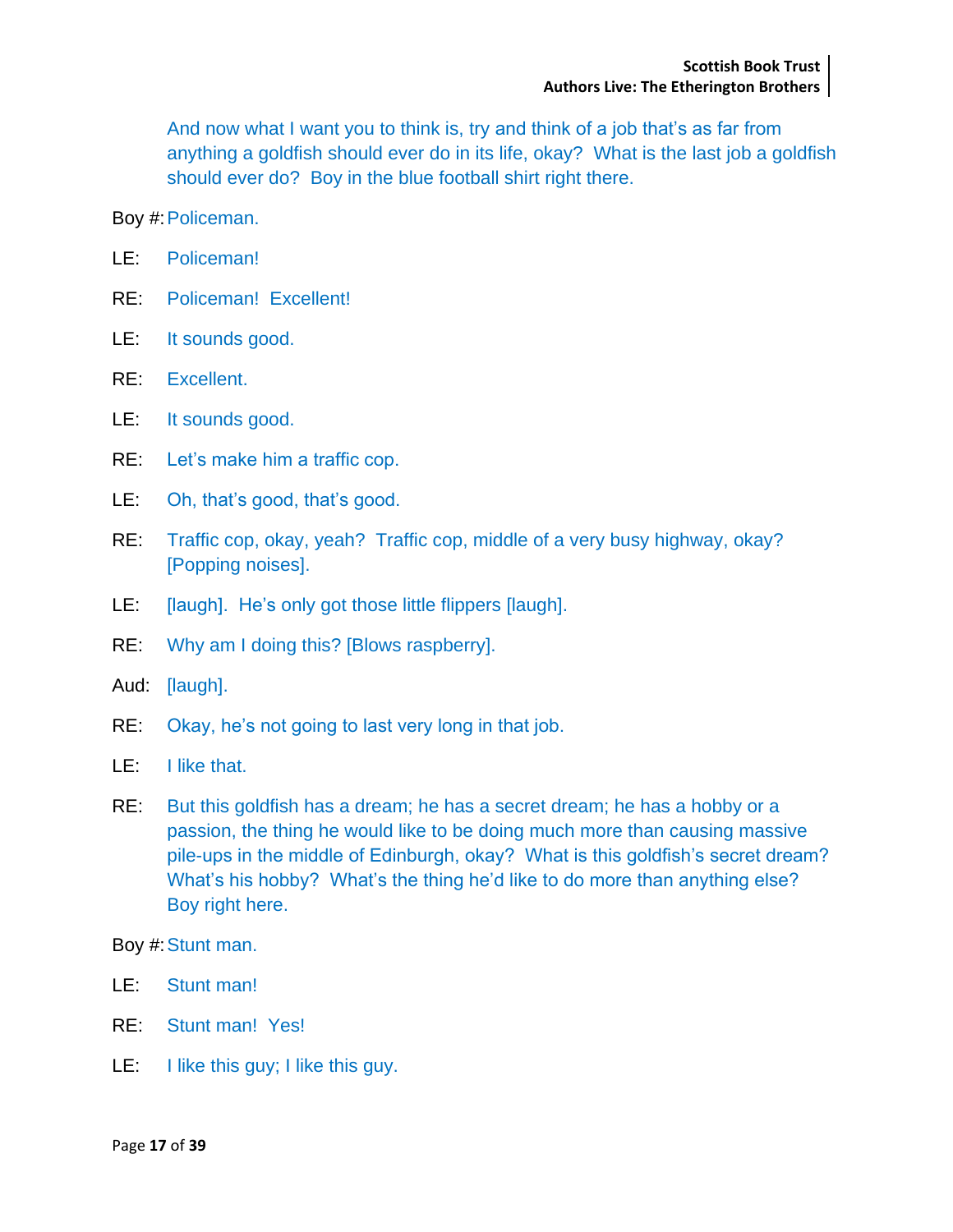And now what I want you to think is, try and think of a job that's as far from anything a goldfish should ever do in its life, okay? What is the last job a goldfish should ever do? Boy in the blue football shirt right there.

Boy #: Policeman.

LE: Policeman!

RE: Policeman! Excellent!

LE: It sounds good.

RE: Excellent.

LE: It sounds good.

RE: Let's make him a traffic cop.

LE: Oh, that's good, that's good.

RE: Traffic cop, okay, yeah? Traffic cop, middle of a very busy highway, okay? [Popping noises].

LE: [laugh]. He's only got those little flippers [laugh].

RE: Why am I doing this? [Blows raspberry].

Aud: [laugh].

RE: Okay, he's not going to last very long in that job.

LE: I like that.

RE: But this goldfish has a dream; he has a secret dream; he has a hobby or a passion, the thing he would like to be doing much more than causing massive pile-ups in the middle of Edinburgh, okay? What is this goldfish's secret dream? What's his hobby? What's the thing he'd like to do more than anything else? Boy right here.

Boy #: Stunt man.

LE: Stunt man!

RE: Stunt man! Yes!

LE: I like this guy; I like this guy.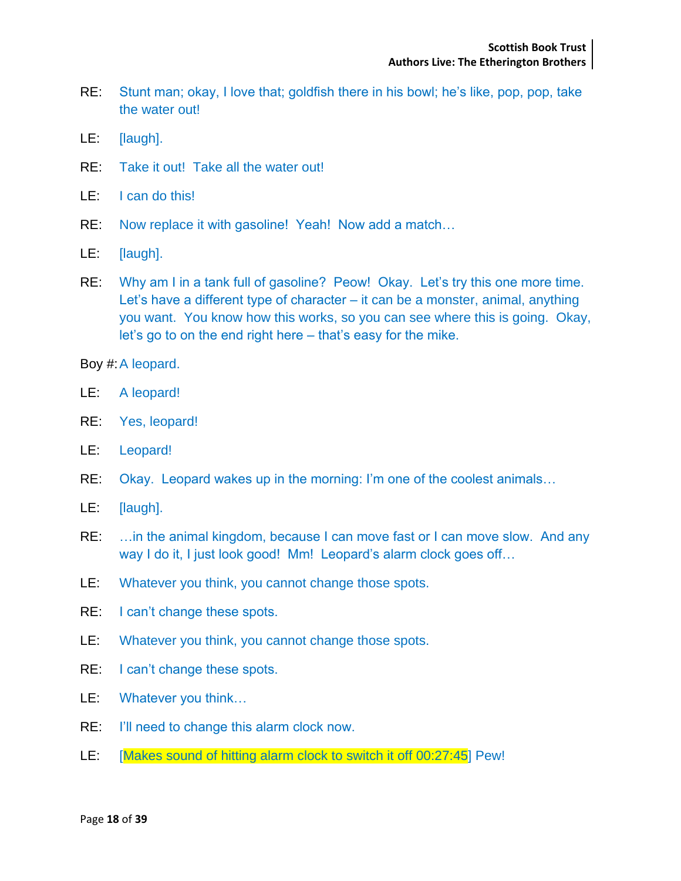RE: Stunt man; okay, I love that; goldfish there in his bowl; he's like, pop, pop, take the water out!

LE: [laugh].

RE: Take it out! Take all the water out!

LE: I can do this!

RE: Now replace it with gasoline! Yeah! Now add a match…

LE: [laugh].

RE: Why am I in a tank full of gasoline? Peow! Okay. Let's try this one more time. Let's have a different type of character – it can be a monster, animal, anything you want. You know how this works, so you can see where this is going. Okay, let's go to on the end right here – that's easy for the mike.

Boy #: A leopard.

LE: A leopard!

RE: Yes, leopard!

LE: Leopard!

RE: Okay. Leopard wakes up in the morning: I'm one of the coolest animals…

LE: [laugh].

RE: …in the animal kingdom, because I can move fast or I can move slow. And any way I do it, I just look good! Mm! Leopard's alarm clock goes off…

LE: Whatever you think, you cannot change those spots.

RE: I can't change these spots.

LE: Whatever you think, you cannot change those spots.

RE: I can't change these spots.

LE: Whatever you think…

RE: I'll need to change this alarm clock now.

LE: [Makes sound of hitting alarm clock to switch it off 00:27:45] Pew!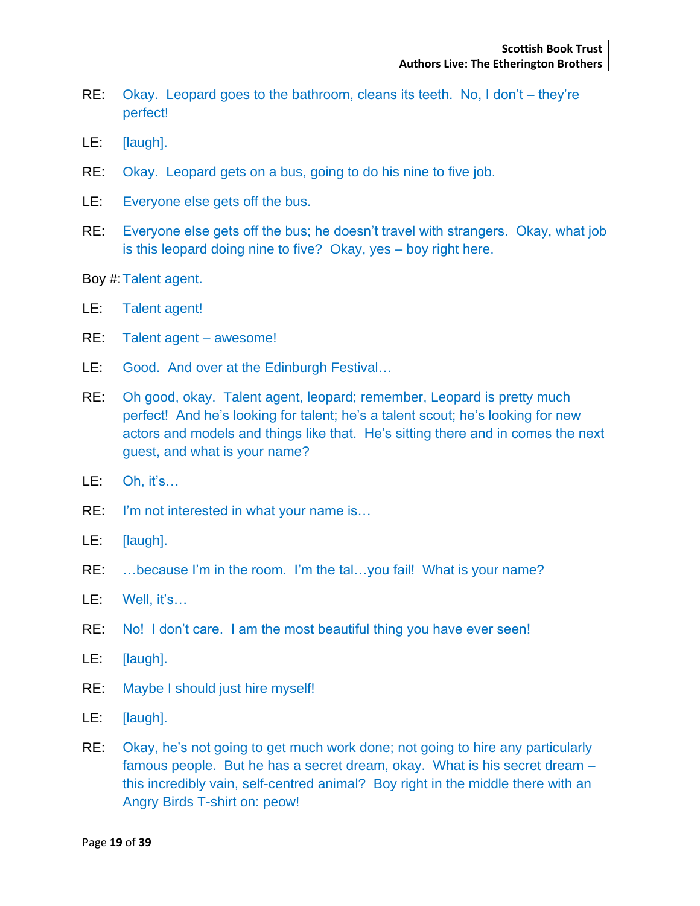RE: Okay. Leopard goes to the bathroom, cleans its teeth. No, I don't – they're perfect!

LE: [laugh].

RE: Okay. Leopard gets on a bus, going to do his nine to five job.

LE: Everyone else gets off the bus.

RE: Everyone else gets off the bus; he doesn't travel with strangers. Okay, what job is this leopard doing nine to five? Okay, yes – boy right here.

Boy #: Talent agent.

LE: Talent agent!

RE: Talent agent – awesome!

LE: Good. And over at the Edinburgh Festival…

RE: Oh good, okay. Talent agent, leopard; remember, Leopard is pretty much perfect! And he's looking for talent; he's a talent scout; he's looking for new actors and models and things like that. He's sitting there and in comes the next guest, and what is your name?

LE: Oh, it's…

RE: I'm not interested in what your name is…

LE: [laugh].

RE: …because I'm in the room. I'm the tal…you fail! What is your name?

LE: Well, it's…

RE: No! I don't care. I am the most beautiful thing you have ever seen!

LE: [laugh].

RE: Maybe I should just hire myself!

LE: [laugh].

RE: Okay, he's not going to get much work done; not going to hire any particularly famous people. But he has a secret dream, okay. What is his secret dream – this incredibly vain, self-centred animal? Boy right in the middle there with an Angry Birds T-shirt on: peow!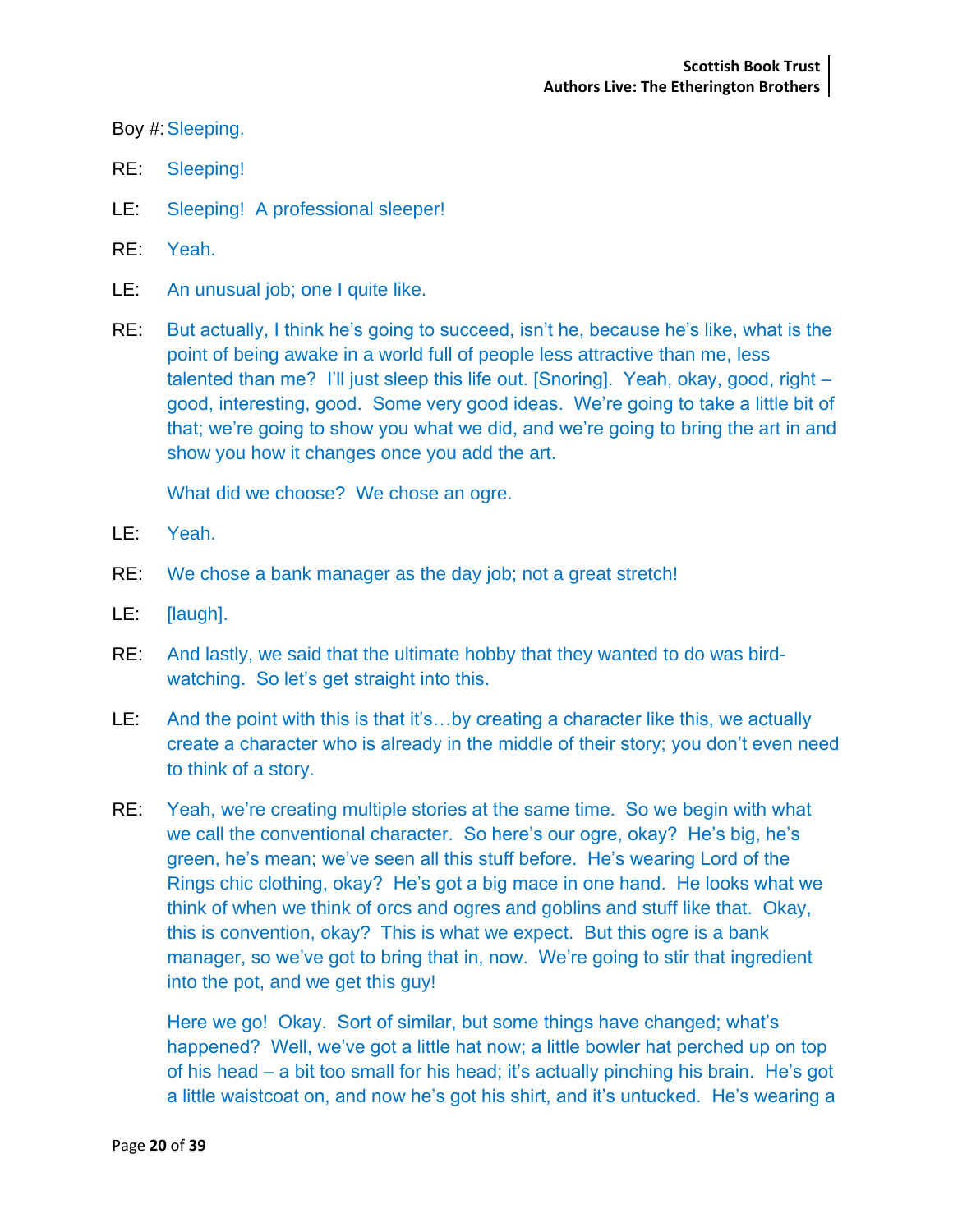Boy #: Sleeping.

RE: Sleeping!

LE: Sleeping! A professional sleeper!

RE: Yeah.

LE: An unusual job; one I quite like.

RE: But actually, I think he's going to succeed, isn't he, because he's like, what is the point of being awake in a world full of people less attractive than me, less talented than me? I'll just sleep this life out. [Snoring]. Yeah, okay, good, right – good, interesting, good. Some very good ideas. We're going to take a little bit of that; we're going to show you what we did, and we're going to bring the art in and show you how it changes once you add the art.

What did we choose? We chose an ogre.

LE: Yeah.

RE: We chose a bank manager as the day job; not a great stretch!

LE: [laugh].

RE: And lastly, we said that the ultimate hobby that they wanted to do was bird-watching. So let's get straight into this.

LE: And the point with this is that it's…by creating a character like this, we actually create a character who is already in the middle of their story; you don't even need to think of a story.

RE: Yeah, we're creating multiple stories at the same time. So we begin with what we call the conventional character. So here's our ogre, okay? He's big, he's green, he's mean; we've seen all this stuff before. He's wearing Lord of the Rings chic clothing, okay? He's got a big mace in one hand. He looks what we think of when we think of orcs and ogres and goblins and stuff like that. Okay, this is convention, okay? This is what we expect. But this ogre is a bank manager, so we've got to bring that in, now. We're going to stir that ingredient into the pot, and we get this guy!

Here we go! Okay. Sort of similar, but some things have changed; what's happened? Well, we've got a little hat now; a little bowler hat perched up on top of his head – a bit too small for his head; it's actually pinching his brain. He's got a little waistcoat on, and now he's got his shirt, and it's untucked. He's wearing a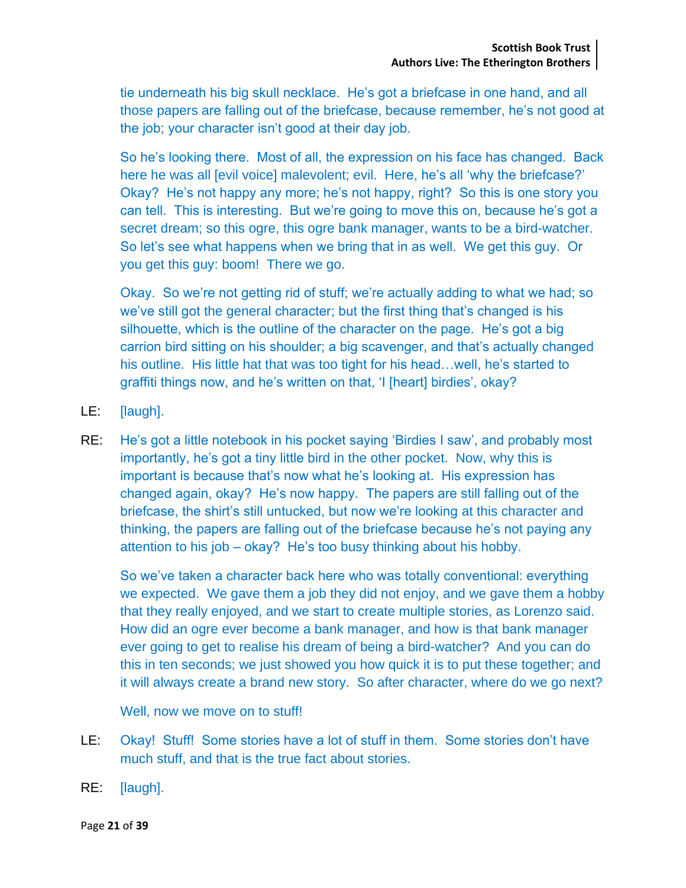tie underneath his big skull necklace. He's got a briefcase in one hand, and all those papers are falling out of the briefcase, because remember, he's not good at the job; your character isn't good at their day job.

So he's looking there. Most of all, the expression on his face has changed. Back here he was all [evil voice] malevolent; evil. Here, he's all 'why the briefcase?' Okay? He's not happy any more; he's not happy, right? So this is one story you can tell. This is interesting. But we're going to move this on, because he's got a secret dream; so this ogre, this ogre bank manager, wants to be a bird-watcher. So let's see what happens when we bring that in as well. We get this guy. Or you get this guy: boom! There we go.

Okay. So we're not getting rid of stuff; we're actually adding to what we had; so we've still got the general character; but the first thing that's changed is his silhouette, which is the outline of the character on the page. He's got a big carrion bird sitting on his shoulder; a big scavenger, and that's actually changed his outline. His little hat that was too tight for his head…well, he's started to graffiti things now, and he's written on that, 'I [heart] birdies', okay?

LE: [laugh].

RE: He's got a little notebook in his pocket saying 'Birdies I saw', and probably most importantly, he's got a tiny little bird in the other pocket. Now, why this is important is because that's now what he's looking at. His expression has changed again, okay? He's now happy. The papers are still falling out of the briefcase, the shirt's still untucked, but now we're looking at this character and thinking, the papers are falling out of the briefcase because he's not paying any attention to his job – okay? He's too busy thinking about his hobby.

So we've taken a character back here who was totally conventional: everything we expected. We gave them a job they did not enjoy, and we gave them a hobby that they really enjoyed, and we start to create multiple stories, as Lorenzo said. How did an ogre ever become a bank manager, and how is that bank manager ever going to get to realise his dream of being a bird-watcher? And you can do this in ten seconds; we just showed you how quick it is to put these together; and it will always create a brand new story. So after character, where do we go next?

Well, now we move on to stuff!

LE: Okay! Stuff! Some stories have a lot of stuff in them. Some stories don't have much stuff, and that is the true fact about stories.

RE: [laugh].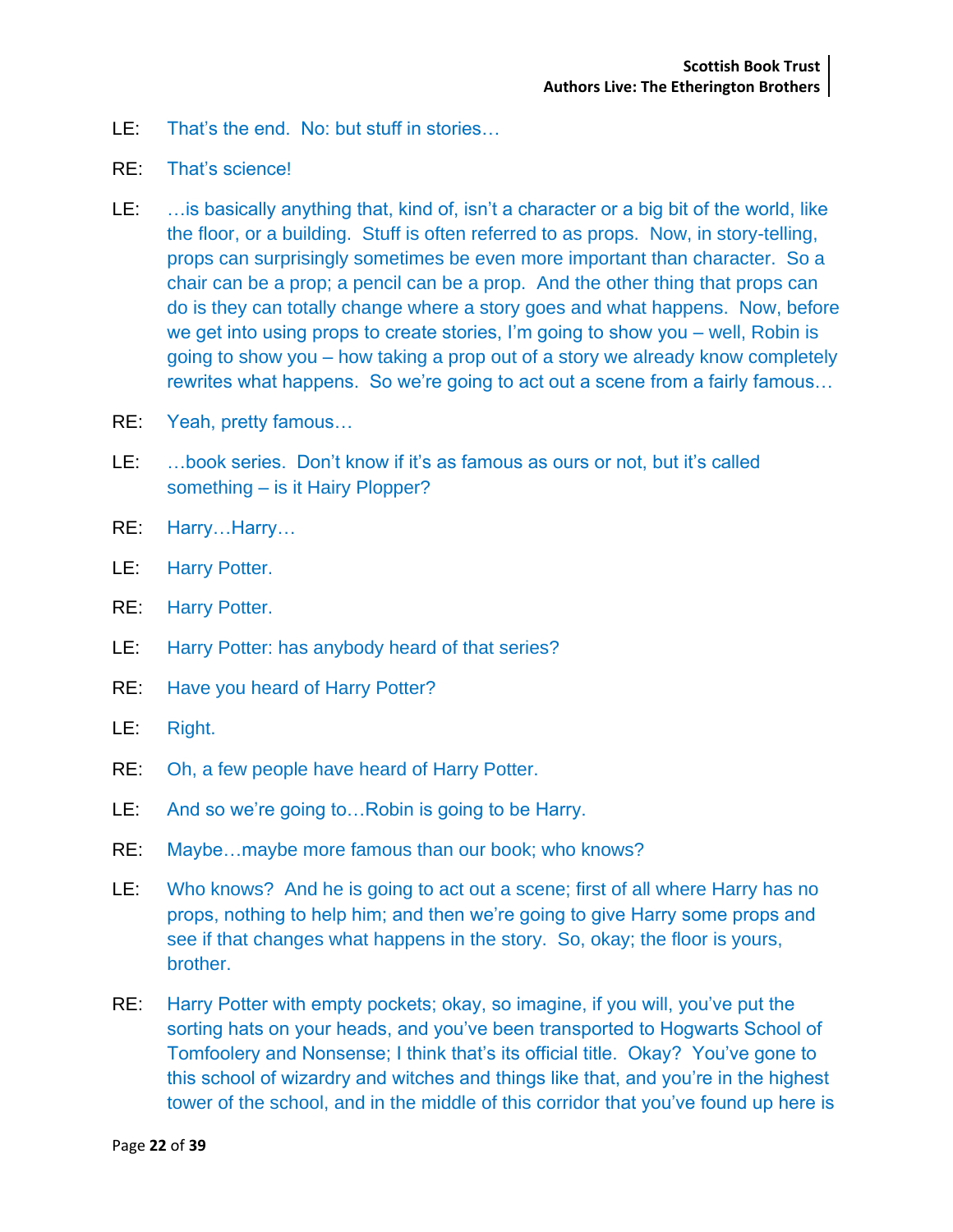LE: That's the end. No: but stuff in stories…

RE: That's science!

LE: …is basically anything that, kind of, isn't a character or a big bit of the world, like the floor, or a building. Stuff is often referred to as props. Now, in story-telling, props can surprisingly sometimes be even more important than character. So a chair can be a prop; a pencil can be a prop. And the other thing that props can do is they can totally change where a story goes and what happens. Now, before we get into using props to create stories, I'm going to show you – well, Robin is going to show you – how taking a prop out of a story we already know completely rewrites what happens. So we're going to act out a scene from a fairly famous…

RE: Yeah, pretty famous…

LE: …book series. Don't know if it's as famous as ours or not, but it's called something – is it Hairy Plopper?

RE: Harry…Harry…

LE: Harry Potter.

RE: Harry Potter.

LE: Harry Potter: has anybody heard of that series?

RE: Have you heard of Harry Potter?

LE: Right.

RE: Oh, a few people have heard of Harry Potter.

LE: And so we're going to…Robin is going to be Harry.

RE: Maybe…maybe more famous than our book; who knows?

LE: Who knows? And he is going to act out a scene; first of all where Harry has no props, nothing to help him; and then we're going to give Harry some props and see if that changes what happens in the story. So, okay; the floor is yours, brother.

RE: Harry Potter with empty pockets; okay, so imagine, if you will, you've put the sorting hats on your heads, and you've been transported to Hogwarts School of Tomfoolery and Nonsense; I think that's its official title. Okay? You've gone to this school of wizardry and witches and things like that, and you're in the highest tower of the school, and in the middle of this corridor that you've found up here is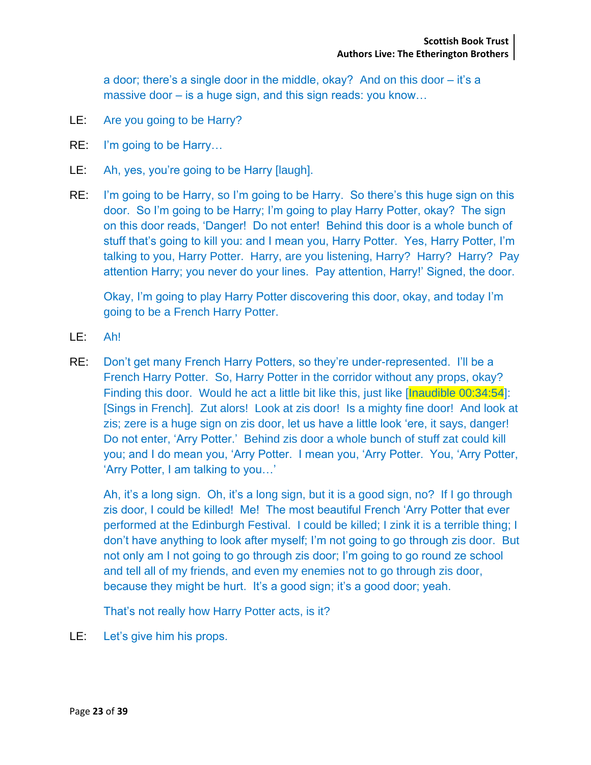a door; there's a single door in the middle, okay? And on this door – it's a massive door – is a huge sign, and this sign reads: you know…

LE: Are you going to be Harry?

RE: I'm going to be Harry…

LE: Ah, yes, you're going to be Harry [laugh].

RE: I'm going to be Harry, so I'm going to be Harry. So there's this huge sign on this door. So I'm going to be Harry; I'm going to play Harry Potter, okay? The sign on this door reads, 'Danger! Do not enter! Behind this door is a whole bunch of stuff that's going to kill you: and I mean you, Harry Potter. Yes, Harry Potter, I'm talking to you, Harry Potter. Harry, are you listening, Harry? Harry? Harry? Pay attention Harry; you never do your lines. Pay attention, Harry!' Signed, the door.

Okay, I'm going to play Harry Potter discovering this door, okay, and today I'm going to be a French Harry Potter.

LE: Ah!

RE: Don't get many French Harry Potters, so they're under-represented. I'll be a French Harry Potter. So, Harry Potter in the corridor without any props, okay? Finding this door. Would he act a little bit like this, just like [Inaudible 00:34:54]: [Sings in French]. Zut alors! Look at zis door! Is a mighty fine door! And look at zis; zere is a huge sign on zis door, let us have a little look 'ere, it says, danger! Do not enter, 'Arry Potter.' Behind zis door a whole bunch of stuff zat could kill you; and I do mean you, 'Arry Potter. I mean you, 'Arry Potter. You, 'Arry Potter, 'Arry Potter, I am talking to you…'

Ah, it's a long sign. Oh, it's a long sign, but it is a good sign, no? If I go through zis door, I could be killed! Me! The most beautiful French 'Arry Potter that ever performed at the Edinburgh Festival. I could be killed; I zink it is a terrible thing; I don't have anything to look after myself; I'm not going to go through zis door. But not only am I not going to go through zis door; I'm going to go round ze school and tell all of my friends, and even my enemies not to go through zis door, because they might be hurt. It's a good sign; it's a good door; yeah.

That's not really how Harry Potter acts, is it?

LE: Let's give him his props.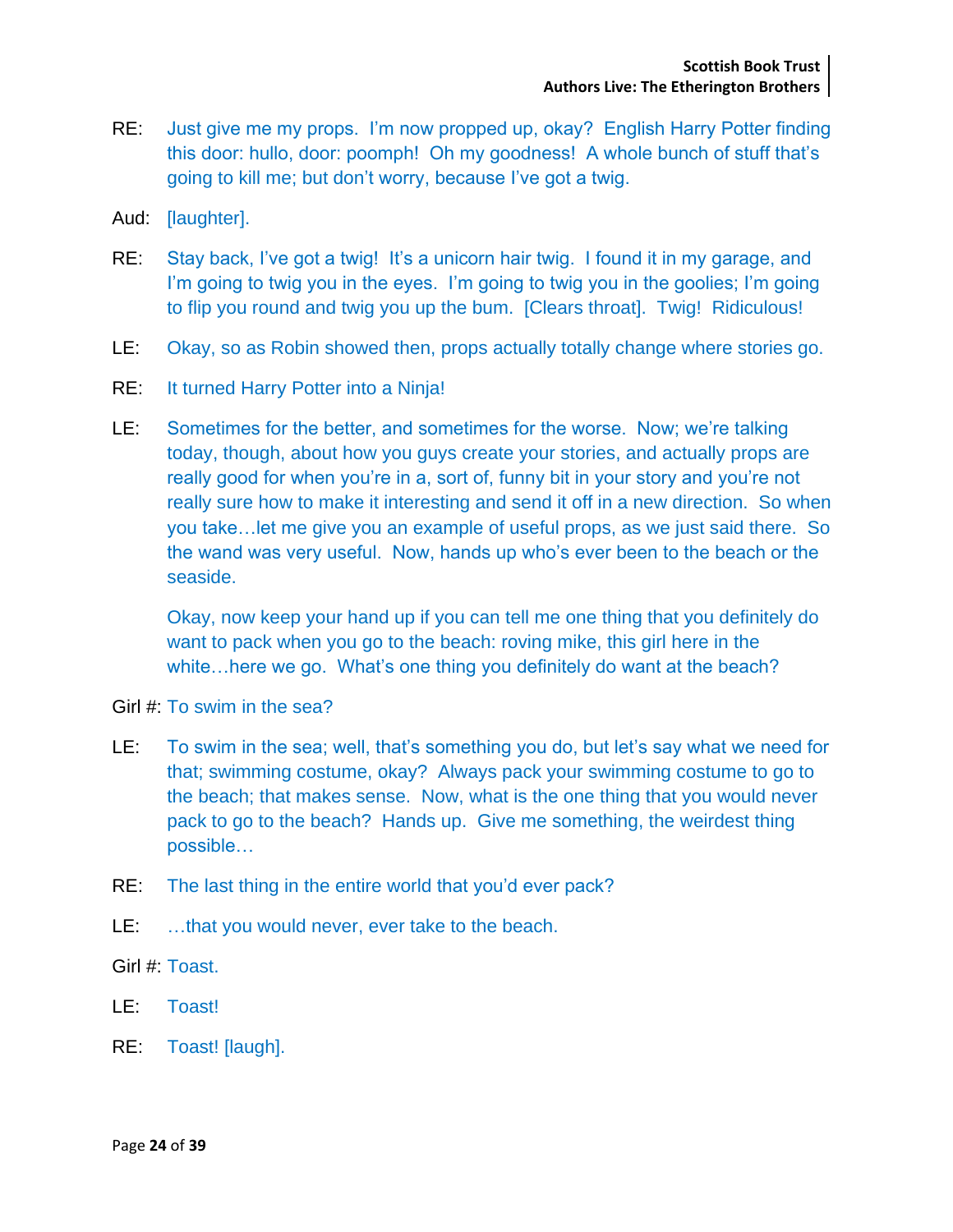RE: Just give me my props. I'm now propped up, okay? English Harry Potter finding this door: hullo, door: poomph! Oh my goodness! A whole bunch of stuff that's going to kill me; but don't worry, because I've got a twig.

Aud: [laughter].

RE: Stay back, I've got a twig! It's a unicorn hair twig. I found it in my garage, and I'm going to twig you in the eyes. I'm going to twig you in the goolies; I'm going to flip you round and twig you up the bum. [Clears throat]. Twig! Ridiculous!

LE: Okay, so as Robin showed then, props actually totally change where stories go.

RE: It turned Harry Potter into a Ninja!

LE: Sometimes for the better, and sometimes for the worse. Now; we're talking today, though, about how you guys create your stories, and actually props are really good for when you're in a, sort of, funny bit in your story and you're not really sure how to make it interesting and send it off in a new direction. So when you take…let me give you an example of useful props, as we just said there. So the wand was very useful. Now, hands up who's ever been to the beach or the seaside.

Okay, now keep your hand up if you can tell me one thing that you definitely do want to pack when you go to the beach: roving mike, this girl here in the white…here we go. What's one thing you definitely do want at the beach?

Girl #: To swim in the sea?

LE: To swim in the sea; well, that's something you do, but let's say what we need for that; swimming costume, okay? Always pack your swimming costume to go to the beach; that makes sense. Now, what is the one thing that you would never pack to go to the beach? Hands up. Give me something, the weirdest thing possible…

RE: The last thing in the entire world that you'd ever pack?

LE: …that you would never, ever take to the beach.

Girl #: Toast.

LE: Toast!

RE: Toast! [laugh].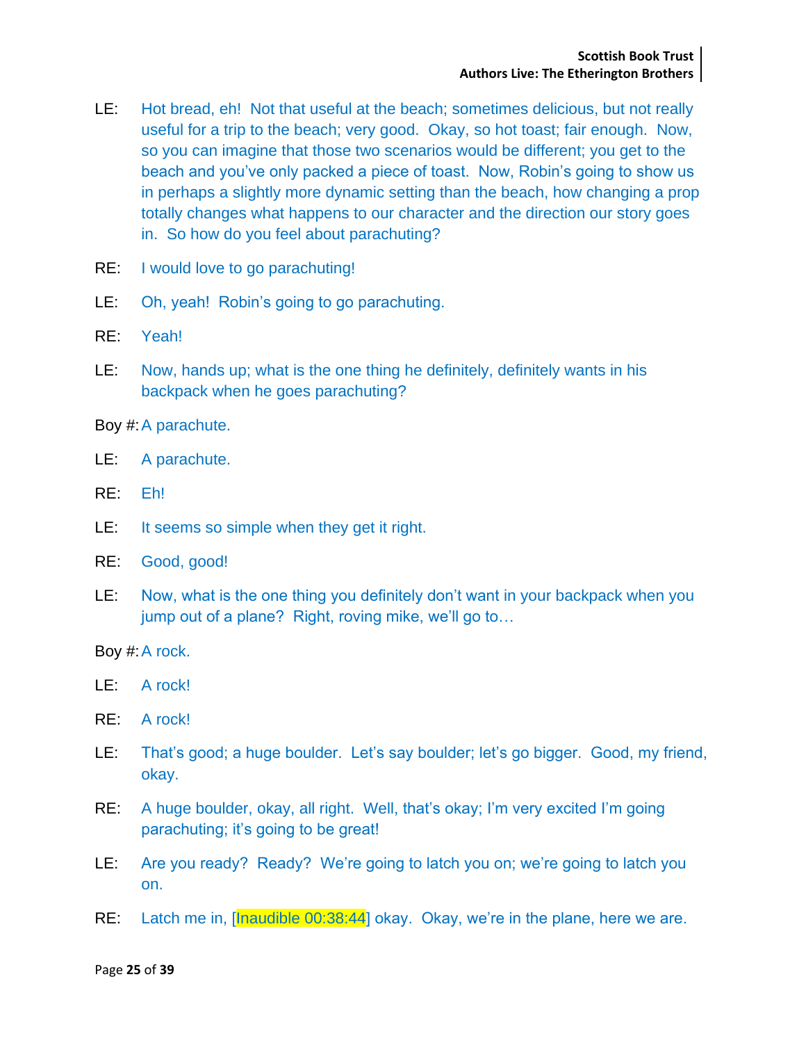LE: Hot bread, eh! Not that useful at the beach; sometimes delicious, but not really useful for a trip to the beach; very good. Okay, so hot toast; fair enough. Now, so you can imagine that those two scenarios would be different; you get to the beach and you've only packed a piece of toast. Now, Robin's going to show us in perhaps a slightly more dynamic setting than the beach, how changing a prop totally changes what happens to our character and the direction our story goes in. So how do you feel about parachuting?

RE: I would love to go parachuting!

LE: Oh, yeah! Robin's going to go parachuting.

RE: Yeah!

LE: Now, hands up; what is the one thing he definitely, definitely wants in his backpack when he goes parachuting?

Boy #: A parachute.

LE: A parachute.

RE: Eh!

LE: It seems so simple when they get it right.

RE: Good, good!

LE: Now, what is the one thing you definitely don't want in your backpack when you jump out of a plane? Right, roving mike, we'll go to…

Boy #: A rock.

LE: A rock!

RE: A rock!

LE: That's good; a huge boulder. Let's say boulder; let's go bigger. Good, my friend, okay.

RE: A huge boulder, okay, all right. Well, that's okay; I'm very excited I'm going parachuting; it's going to be great!

LE: Are you ready? Ready? We're going to latch you on; we're going to latch you on.

RE: Latch me in, [Inaudible 00:38:44] okay. Okay, we're in the plane, here we are.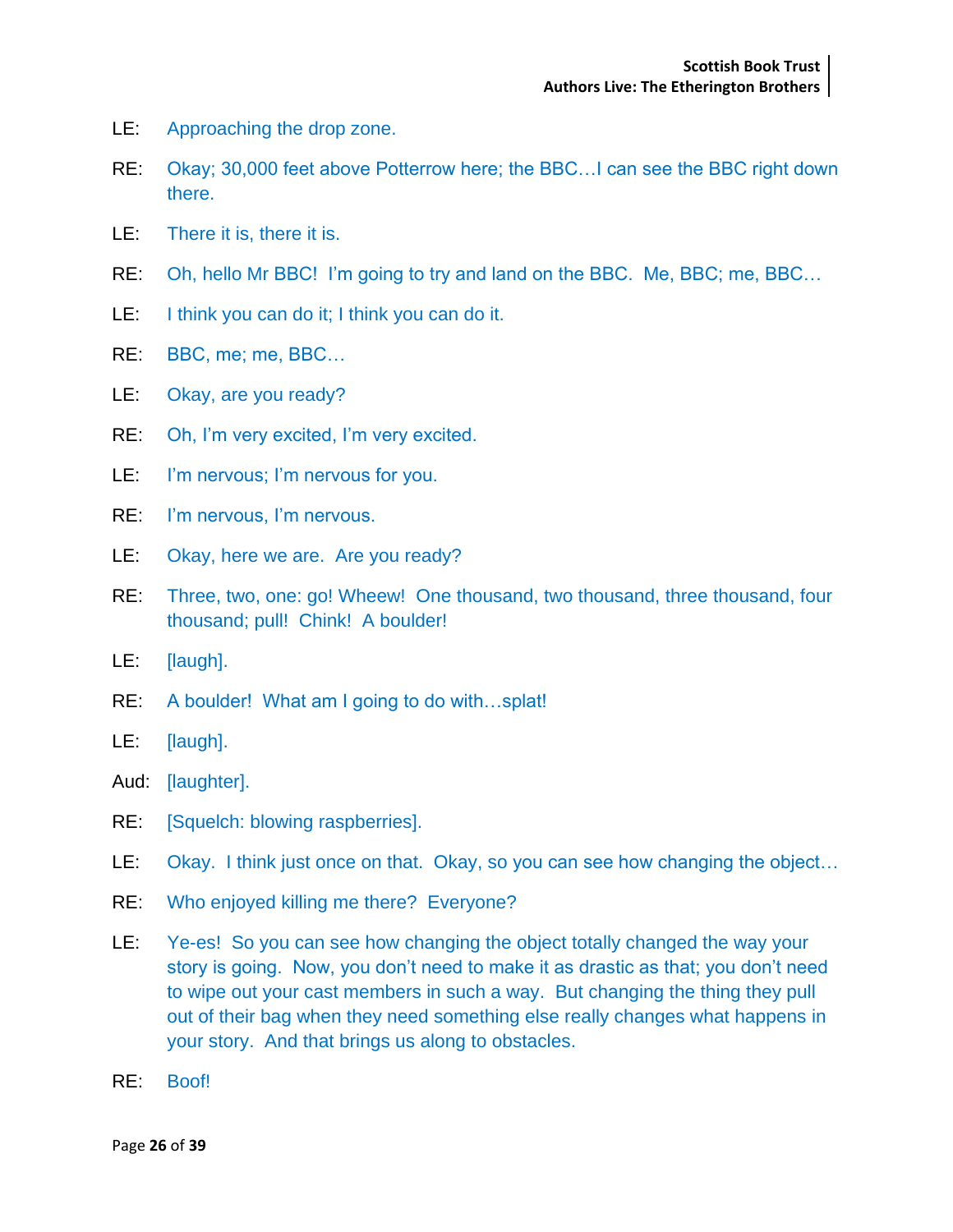LE: Approaching the drop zone.

RE: Okay; 30,000 feet above Potterrow here; the BBC…I can see the BBC right down there.

LE: There it is, there it is.

RE: Oh, hello Mr BBC! I'm going to try and land on the BBC. Me, BBC; me, BBC…

LE: I think you can do it; I think you can do it.

RE: BBC, me; me, BBC…

LE: Okay, are you ready?

RE: Oh, I'm very excited, I'm very excited.

LE: I'm nervous; I'm nervous for you.

RE: I'm nervous, I'm nervous.

LE: Okay, here we are. Are you ready?

RE: Three, two, one: go! Wheew! One thousand, two thousand, three thousand, four thousand; pull! Chink! A boulder!

LE: [laugh].

RE: A boulder! What am I going to do with…splat!

LE: [laugh].

Aud: [laughter].

RE: [Squelch: blowing raspberries].

LE: Okay. I think just once on that. Okay, so you can see how changing the object…

RE: Who enjoyed killing me there? Everyone?

LE: Ye-es! So you can see how changing the object totally changed the way your story is going. Now, you don't need to make it as drastic as that; you don't need to wipe out your cast members in such a way. But changing the thing they pull out of their bag when they need something else really changes what happens in your story. And that brings us along to obstacles.

RE: Boof!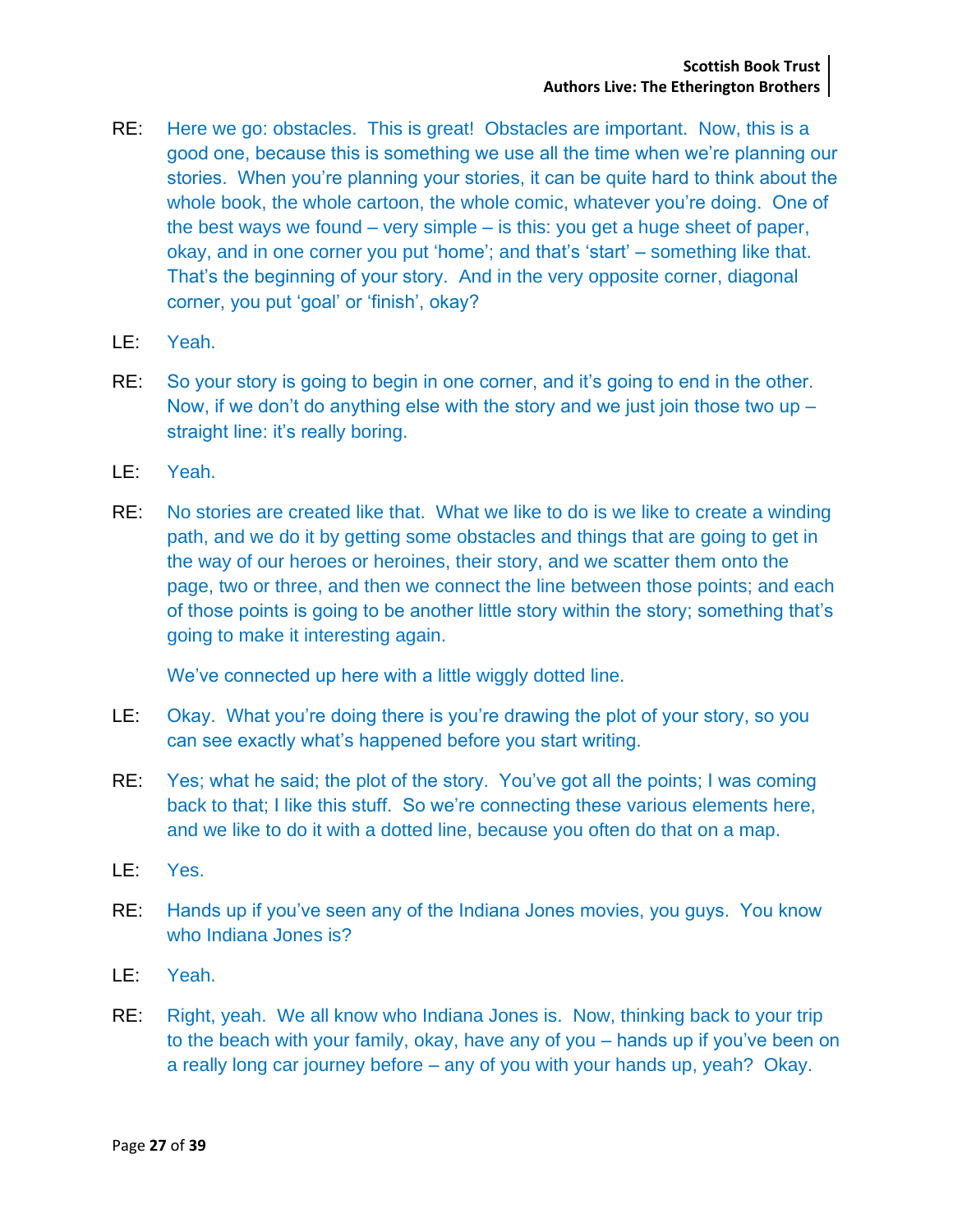RE: Here we go: obstacles. This is great! Obstacles are important. Now, this is a good one, because this is something we use all the time when we're planning our stories. When you're planning your stories, it can be quite hard to think about the whole book, the whole cartoon, the whole comic, whatever you're doing. One of the best ways we found – very simple – is this: you get a huge sheet of paper, okay, and in one corner you put 'home'; and that's 'start' – something like that. That's the beginning of your story. And in the very opposite corner, diagonal corner, you put 'goal' or 'finish', okay?

LE: Yeah.

RE: So your story is going to begin in one corner, and it's going to end in the other. Now, if we don't do anything else with the story and we just join those two up – straight line: it's really boring.

LE: Yeah.

RE: No stories are created like that. What we like to do is we like to create a winding path, and we do it by getting some obstacles and things that are going to get in the way of our heroes or heroines, their story, and we scatter them onto the page, two or three, and then we connect the line between those points; and each of those points is going to be another little story within the story; something that's going to make it interesting again.

We've connected up here with a little wiggly dotted line.

LE: Okay. What you're doing there is you're drawing the plot of your story, so you can see exactly what's happened before you start writing.

RE: Yes; what he said; the plot of the story. You've got all the points; I was coming back to that; I like this stuff. So we're connecting these various elements here, and we like to do it with a dotted line, because you often do that on a map.

LE: Yes.

RE: Hands up if you've seen any of the Indiana Jones movies, you guys. You know who Indiana Jones is?

LE: Yeah.

RE: Right, yeah. We all know who Indiana Jones is. Now, thinking back to your trip to the beach with your family, okay, have any of you – hands up if you've been on a really long car journey before – any of you with your hands up, yeah? Okay.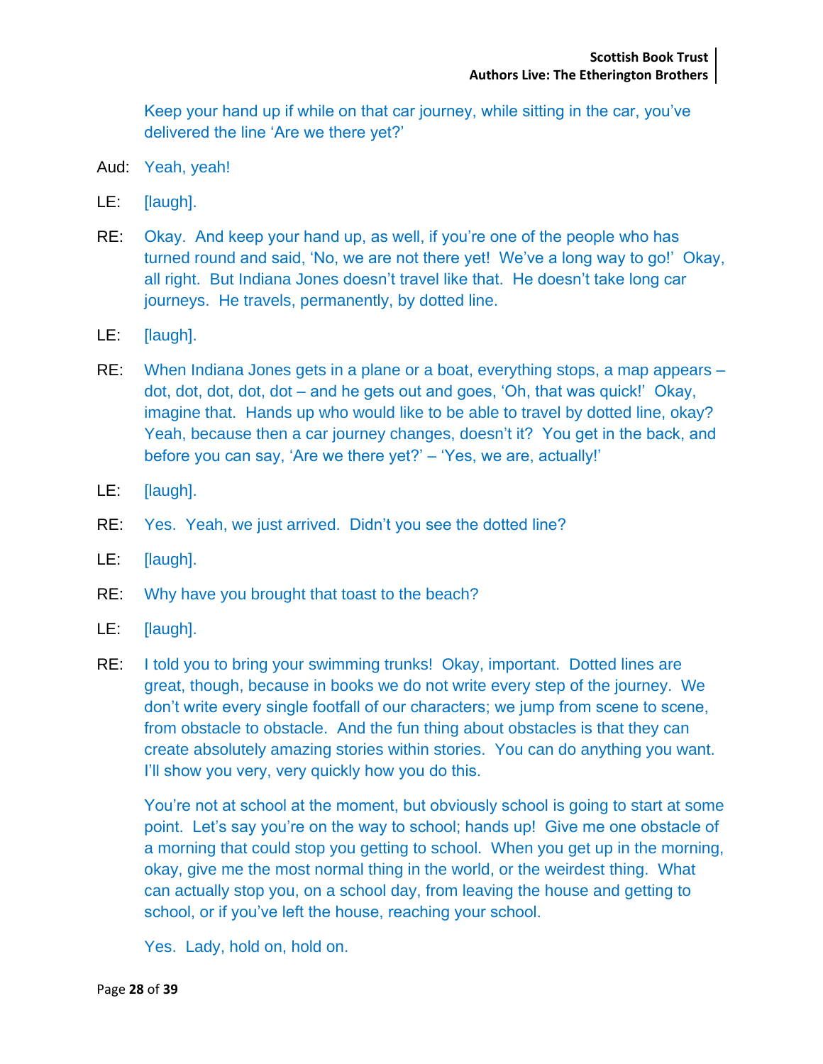Keep your hand up if while on that car journey, while sitting in the car, you've delivered the line 'Are we there yet?'

Aud: Yeah, yeah!

LE: [laugh].

RE: Okay. And keep your hand up, as well, if you're one of the people who has turned round and said, 'No, we are not there yet! We've a long way to go!' Okay, all right. But Indiana Jones doesn't travel like that. He doesn't take long car journeys. He travels, permanently, by dotted line.

LE: [laugh].

RE: When Indiana Jones gets in a plane or a boat, everything stops, a map appears – dot, dot, dot, dot, dot – and he gets out and goes, 'Oh, that was quick!' Okay, imagine that. Hands up who would like to be able to travel by dotted line, okay? Yeah, because then a car journey changes, doesn't it? You get in the back, and before you can say, 'Are we there yet?' – 'Yes, we are, actually!'

LE: [laugh].

RE: Yes. Yeah, we just arrived. Didn't you see the dotted line?

LE: [laugh].

RE: Why have you brought that toast to the beach?

LE: [laugh].

RE: I told you to bring your swimming trunks! Okay, important. Dotted lines are great, though, because in books we do not write every step of the journey. We don't write every single footfall of our characters; we jump from scene to scene, from obstacle to obstacle. And the fun thing about obstacles is that they can create absolutely amazing stories within stories. You can do anything you want. I'll show you very, very quickly how you do this.

You're not at school at the moment, but obviously school is going to start at some point. Let's say you're on the way to school; hands up! Give me one obstacle of a morning that could stop you getting to school. When you get up in the morning, okay, give me the most normal thing in the world, or the weirdest thing. What can actually stop you, on a school day, from leaving the house and getting to school, or if you've left the house, reaching your school.

Yes. Lady, hold on, hold on.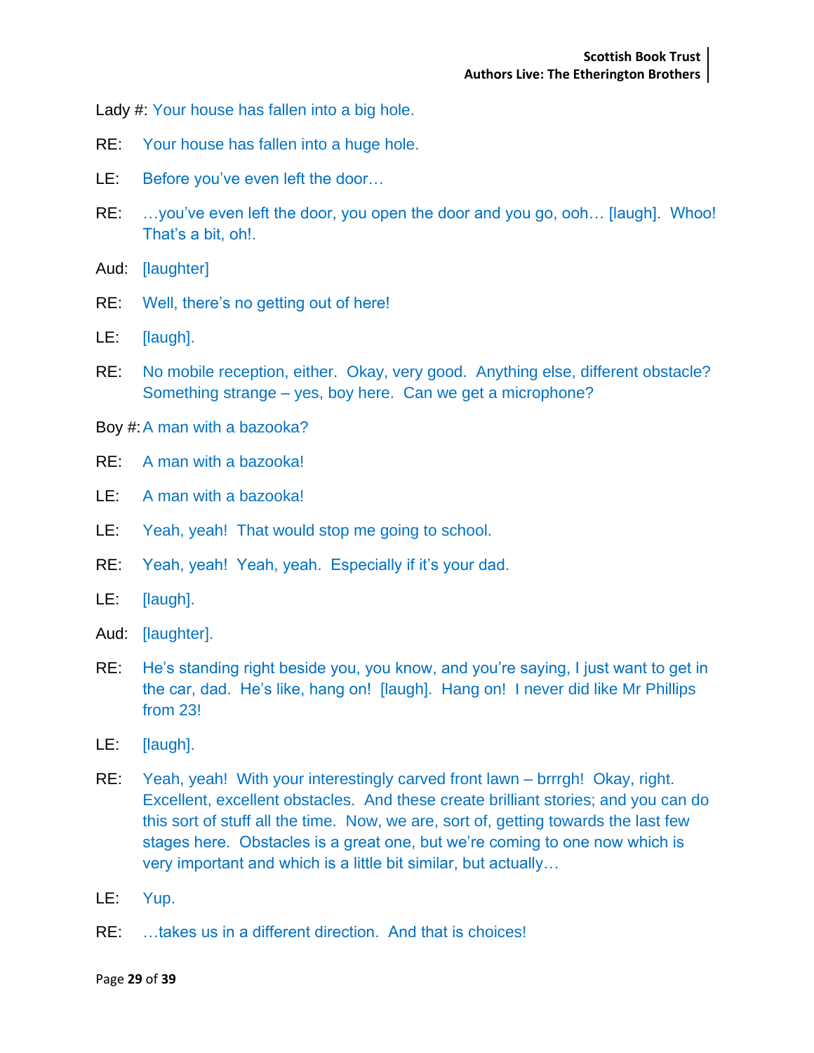Lady #: Your house has fallen into a big hole.

RE: Your house has fallen into a huge hole.

LE: Before you've even left the door…

RE: …you've even left the door, you open the door and you go, ooh… [laugh]. Whoo! That's a bit, oh!.

Aud: [laughter]

RE: Well, there's no getting out of here!

LE: [laugh].

RE: No mobile reception, either. Okay, very good. Anything else, different obstacle? Something strange – yes, boy here. Can we get a microphone?

Boy #: A man with a bazooka?

RE: A man with a bazooka!

LE: A man with a bazooka!

LE: Yeah, yeah! That would stop me going to school.

RE: Yeah, yeah! Yeah, yeah. Especially if it's your dad.

LE: [laugh].

Aud: [laughter].

RE: He's standing right beside you, you know, and you're saying, I just want to get in the car, dad. He's like, hang on! [laugh]. Hang on! I never did like Mr Phillips from 23!

LE: [laugh].

RE: Yeah, yeah! With your interestingly carved front lawn – brrrgh! Okay, right. Excellent, excellent obstacles. And these create brilliant stories; and you can do this sort of stuff all the time. Now, we are, sort of, getting towards the last few stages here. Obstacles is a great one, but we're coming to one now which is very important and which is a little bit similar, but actually…

LE: Yup.

RE: …takes us in a different direction. And that is choices!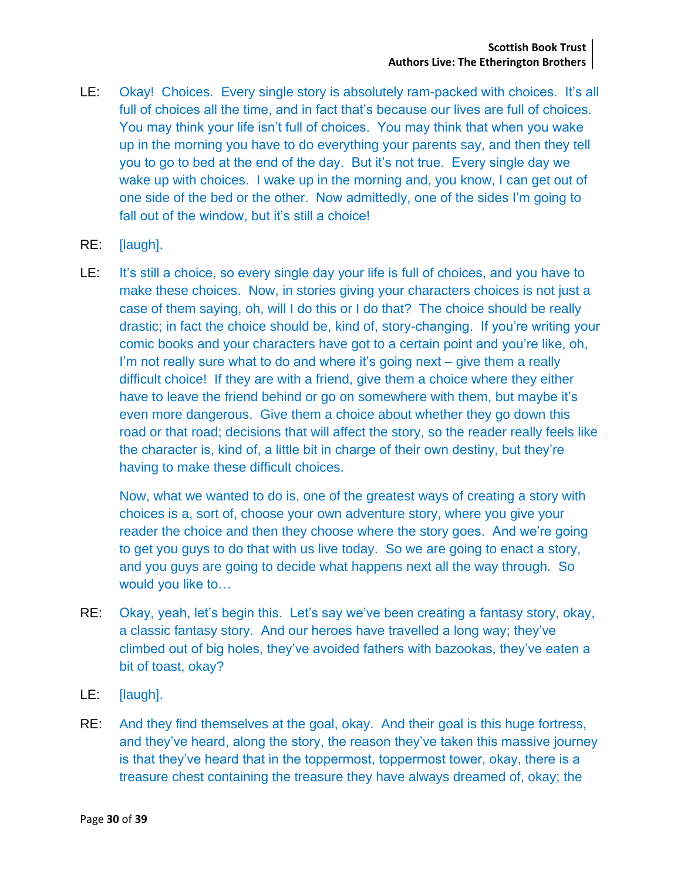LE: Okay! Choices. Every single story is absolutely ram-packed with choices. It's all full of choices all the time, and in fact that's because our lives are full of choices. You may think your life isn't full of choices. You may think that when you wake up in the morning you have to do everything your parents say, and then they tell you to go to bed at the end of the day. But it's not true. Every single day we wake up with choices. I wake up in the morning and, you know, I can get out of one side of the bed or the other. Now admittedly, one of the sides I'm going to fall out of the window, but it's still a choice!

RE: [laugh].

LE: It's still a choice, so every single day your life is full of choices, and you have to make these choices. Now, in stories giving your characters choices is not just a case of them saying, oh, will I do this or I do that? The choice should be really drastic; in fact the choice should be, kind of, story-changing. If you're writing your comic books and your characters have got to a certain point and you're like, oh, I'm not really sure what to do and where it's going next – give them a really difficult choice! If they are with a friend, give them a choice where they either have to leave the friend behind or go on somewhere with them, but maybe it's even more dangerous. Give them a choice about whether they go down this road or that road; decisions that will affect the story, so the reader really feels like the character is, kind of, a little bit in charge of their own destiny, but they're having to make these difficult choices.

Now, what we wanted to do is, one of the greatest ways of creating a story with choices is a, sort of, choose your own adventure story, where you give your reader the choice and then they choose where the story goes. And we're going to get you guys to do that with us live today. So we are going to enact a story, and you guys are going to decide what happens next all the way through. So would you like to…

RE: Okay, yeah, let's begin this. Let's say we've been creating a fantasy story, okay, a classic fantasy story. And our heroes have travelled a long way; they've climbed out of big holes, they've avoided fathers with bazookas, they've eaten a bit of toast, okay?

LE: [laugh].

RE: And they find themselves at the goal, okay. And their goal is this huge fortress, and they've heard, along the story, the reason they've taken this massive journey is that they've heard that in the toppermost, toppermost tower, okay, there is a treasure chest containing the treasure they have always dreamed of, okay; the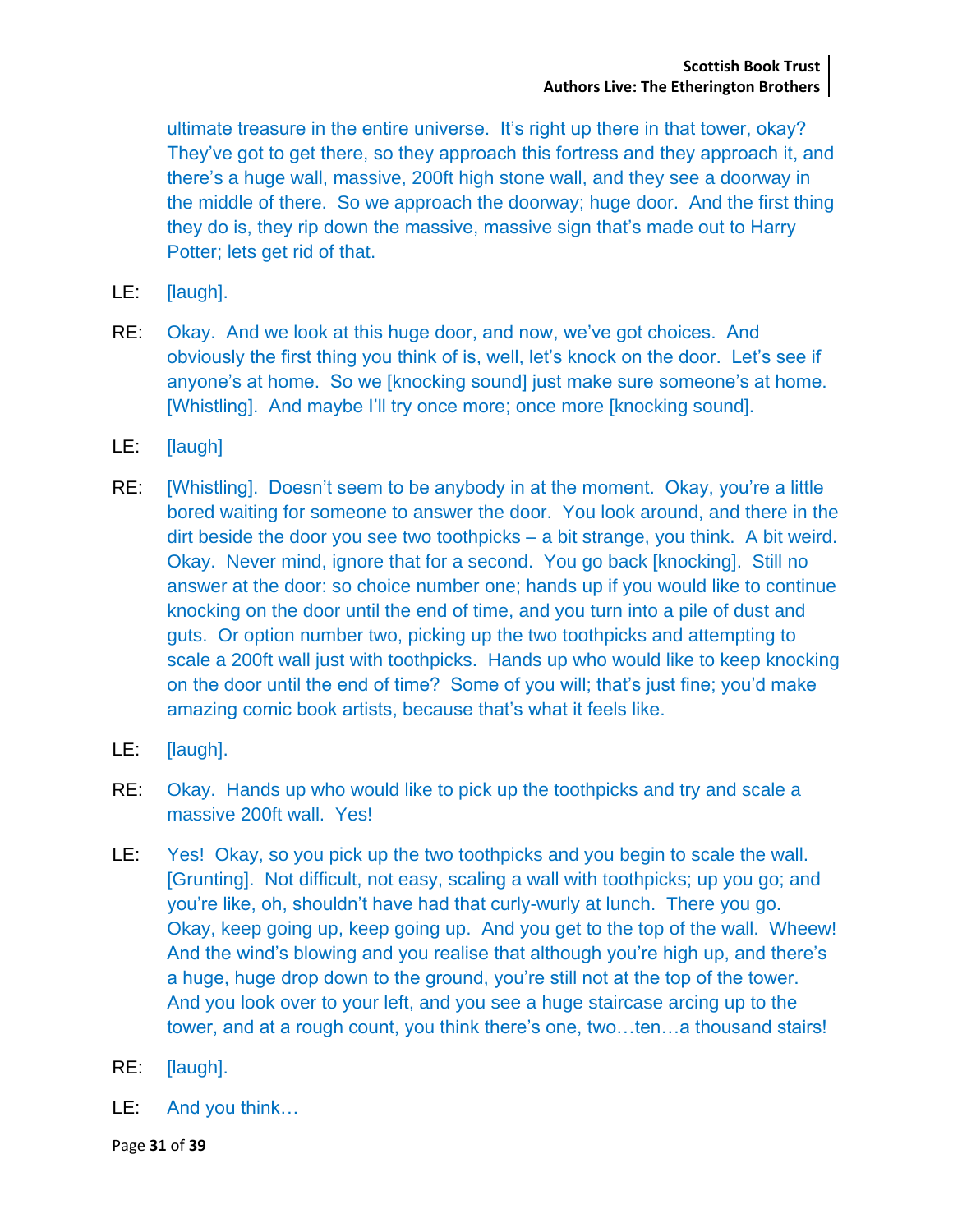ultimate treasure in the entire universe. It's right up there in that tower, okay? They've got to get there, so they approach this fortress and they approach it, and there's a huge wall, massive, 200ft high stone wall, and they see a doorway in the middle of there. So we approach the doorway; huge door. And the first thing they do is, they rip down the massive, massive sign that's made out to Harry Potter; lets get rid of that.

LE: [laugh].

RE: Okay. And we look at this huge door, and now, we've got choices. And obviously the first thing you think of is, well, let's knock on the door. Let's see if anyone's at home. So we [knocking sound] just make sure someone's at home. [Whistling]. And maybe I'll try once more; once more [knocking sound].

LE: [laugh]

RE: [Whistling]. Doesn't seem to be anybody in at the moment. Okay, you're a little bored waiting for someone to answer the door. You look around, and there in the dirt beside the door you see two toothpicks – a bit strange, you think. A bit weird. Okay. Never mind, ignore that for a second. You go back [knocking]. Still no answer at the door: so choice number one; hands up if you would like to continue knocking on the door until the end of time, and you turn into a pile of dust and guts. Or option number two, picking up the two toothpicks and attempting to scale a 200ft wall just with toothpicks. Hands up who would like to keep knocking on the door until the end of time? Some of you will; that's just fine; you'd make amazing comic book artists, because that's what it feels like.

LE: [laugh].

RE: Okay. Hands up who would like to pick up the toothpicks and try and scale a massive 200ft wall. Yes!

LE: Yes! Okay, so you pick up the two toothpicks and you begin to scale the wall. [Grunting]. Not difficult, not easy, scaling a wall with toothpicks; up you go; and you're like, oh, shouldn't have had that curly-wurly at lunch. There you go. Okay, keep going up, keep going up. And you get to the top of the wall. Wheew! And the wind's blowing and you realise that although you're high up, and there's a huge, huge drop down to the ground, you're still not at the top of the tower. And you look over to your left, and you see a huge staircase arcing up to the tower, and at a rough count, you think there's one, two…ten…a thousand stairs!

RE: [laugh].

LE: And you think…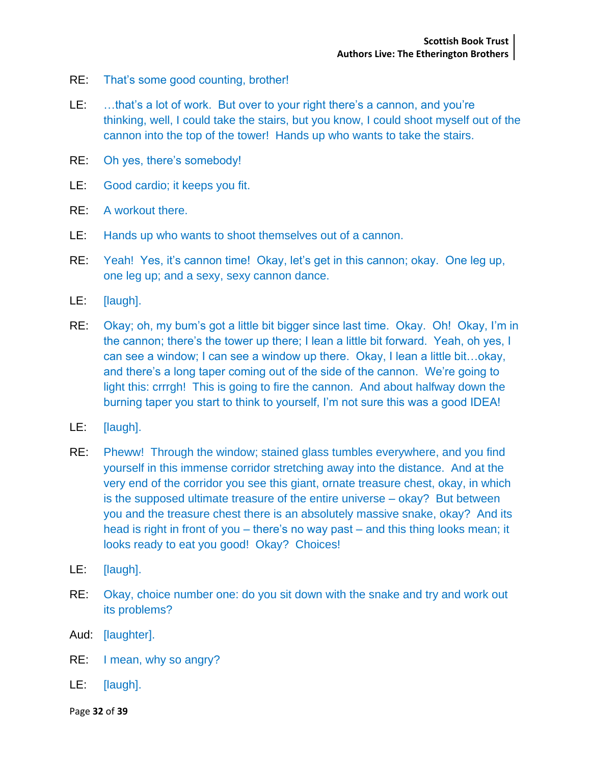RE: That's some good counting, brother!

LE: …that's a lot of work. But over to your right there's a cannon, and you're thinking, well, I could take the stairs, but you know, I could shoot myself out of the cannon into the top of the tower! Hands up who wants to take the stairs.

RE: Oh yes, there's somebody!

LE: Good cardio; it keeps you fit.

RE: A workout there.

LE: Hands up who wants to shoot themselves out of a cannon.

RE: Yeah! Yes, it's cannon time! Okay, let's get in this cannon; okay. One leg up, one leg up; and a sexy, sexy cannon dance.

LE: [laugh].

RE: Okay; oh, my bum's got a little bit bigger since last time. Okay. Oh! Okay, I'm in the cannon; there's the tower up there; I lean a little bit forward. Yeah, oh yes, I can see a window; I can see a window up there. Okay, I lean a little bit…okay, and there's a long taper coming out of the side of the cannon. We're going to light this: crrrgh! This is going to fire the cannon. And about halfway down the burning taper you start to think to yourself, I'm not sure this was a good IDEA!

LE: [laugh].

RE: Pheww! Through the window; stained glass tumbles everywhere, and you find yourself in this immense corridor stretching away into the distance. And at the very end of the corridor you see this giant, ornate treasure chest, okay, in which is the supposed ultimate treasure of the entire universe – okay? But between you and the treasure chest there is an absolutely massive snake, okay? And its head is right in front of you – there's no way past – and this thing looks mean; it looks ready to eat you good! Okay? Choices!

LE: [laugh].

RE: Okay, choice number one: do you sit down with the snake and try and work out its problems?

Aud: [laughter].

RE: I mean, why so angry?

LE: [laugh].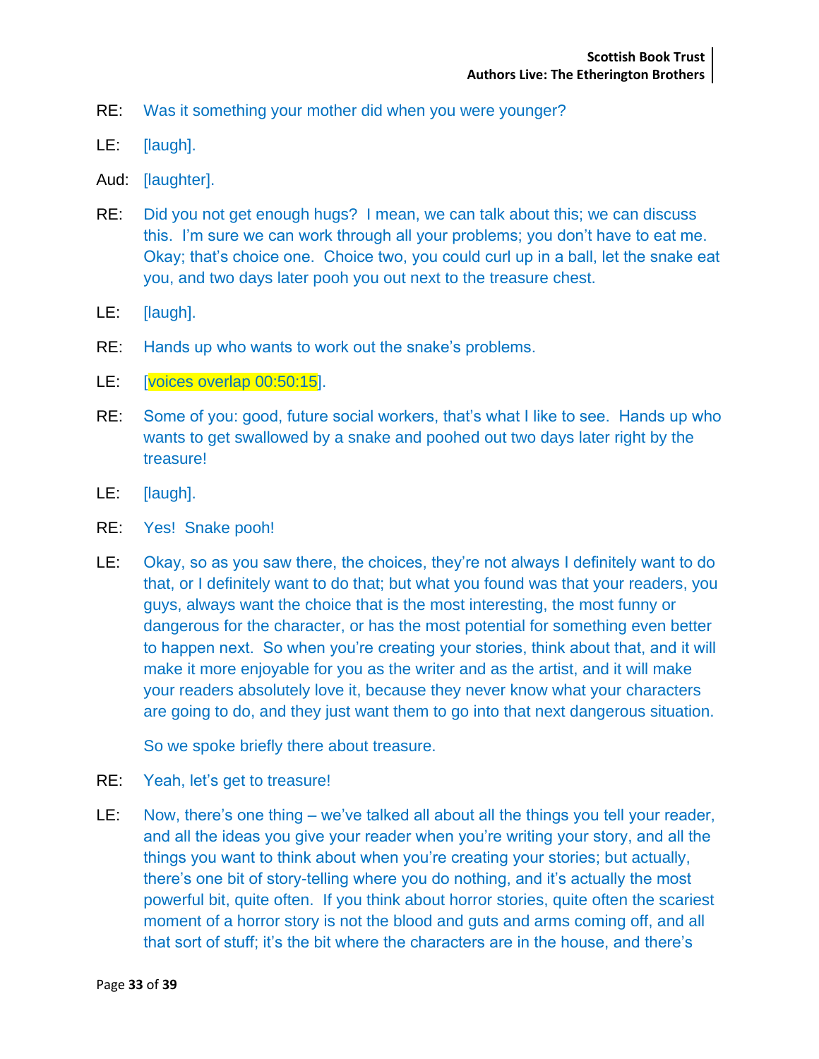RE: Was it something your mother did when you were younger?

LE: [laugh].

Aud: [laughter].

RE: Did you not get enough hugs? I mean, we can talk about this; we can discuss this. I'm sure we can work through all your problems; you don't have to eat me. Okay; that's choice one. Choice two, you could curl up in a ball, let the snake eat you, and two days later pooh you out next to the treasure chest.

LE: [laugh].

RE: Hands up who wants to work out the snake's problems.

LE: [voices overlap 00:50:15].

RE: Some of you: good, future social workers, that's what I like to see. Hands up who wants to get swallowed by a snake and poohed out two days later right by the treasure!

LE: [laugh].

RE: Yes! Snake pooh!

LE: Okay, so as you saw there, the choices, they're not always I definitely want to do that, or I definitely want to do that; but what you found was that your readers, you guys, always want the choice that is the most interesting, the most funny or dangerous for the character, or has the most potential for something even better to happen next. So when you're creating your stories, think about that, and it will make it more enjoyable for you as the writer and as the artist, and it will make your readers absolutely love it, because they never know what your characters are going to do, and they just want them to go into that next dangerous situation.

So we spoke briefly there about treasure.

RE: Yeah, let's get to treasure!

LE: Now, there's one thing – we've talked all about all the things you tell your reader, and all the ideas you give your reader when you're writing your story, and all the things you want to think about when you're creating your stories; but actually, there's one bit of story-telling where you do nothing, and it's actually the most powerful bit, quite often. If you think about horror stories, quite often the scariest moment of a horror story is not the blood and guts and arms coming off, and all that sort of stuff; it's the bit where the characters are in the house, and there's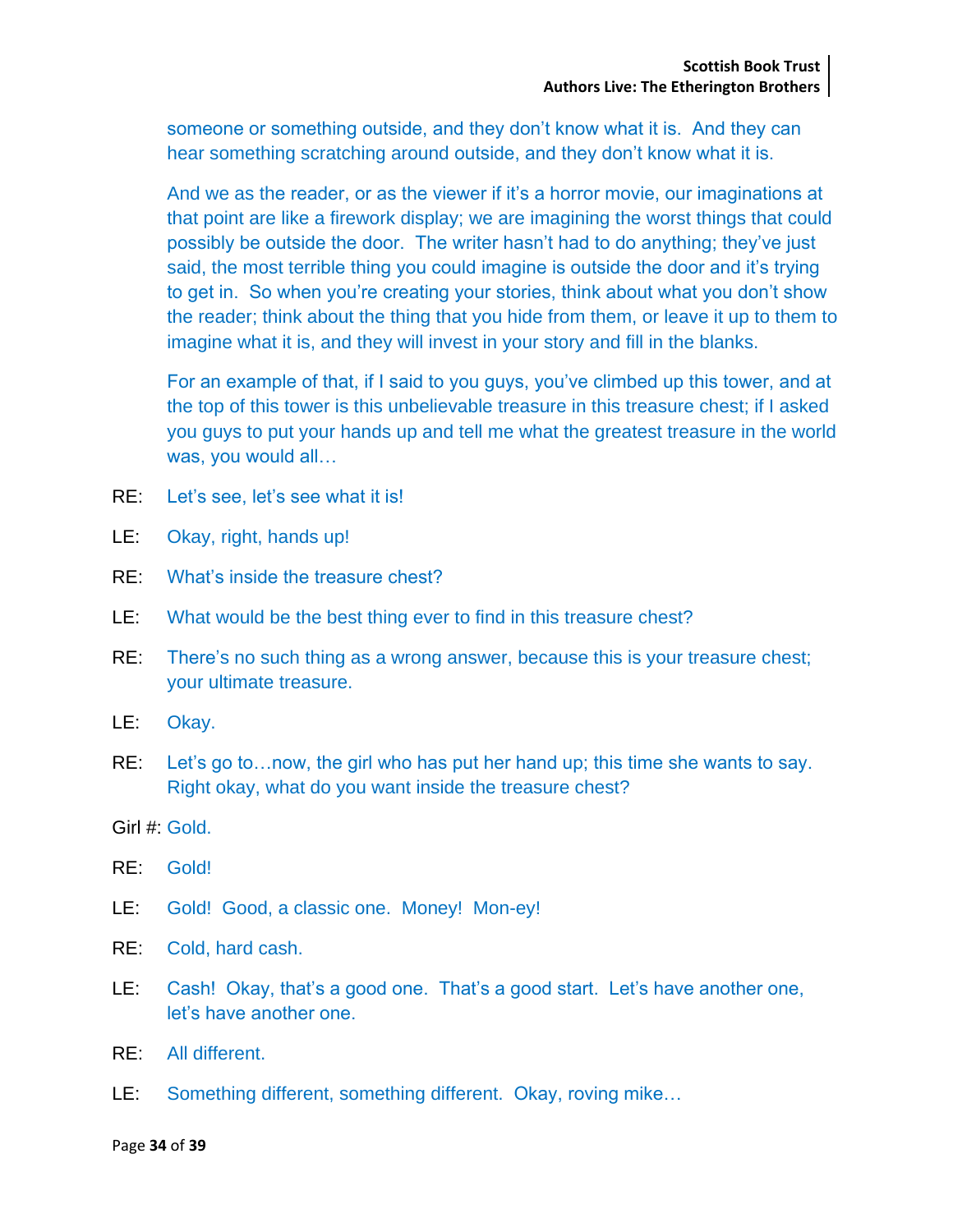someone or something outside, and they don't know what it is. And they can hear something scratching around outside, and they don't know what it is.

And we as the reader, or as the viewer if it's a horror movie, our imaginations at that point are like a firework display; we are imagining the worst things that could possibly be outside the door. The writer hasn't had to do anything; they've just said, the most terrible thing you could imagine is outside the door and it's trying to get in. So when you're creating your stories, think about what you don't show the reader; think about the thing that you hide from them, or leave it up to them to imagine what it is, and they will invest in your story and fill in the blanks.

For an example of that, if I said to you guys, you've climbed up this tower, and at the top of this tower is this unbelievable treasure in this treasure chest; if I asked you guys to put your hands up and tell me what the greatest treasure in the world was, you would all…

RE: Let's see, let's see what it is!

LE: Okay, right, hands up!

RE: What's inside the treasure chest?

LE: What would be the best thing ever to find in this treasure chest?

RE: There's no such thing as a wrong answer, because this is your treasure chest; your ultimate treasure.

LE: Okay.

RE: Let's go to…now, the girl who has put her hand up; this time she wants to say. Right okay, what do you want inside the treasure chest?

Girl #: Gold.

RE: Gold!

LE: Gold! Good, a classic one. Money! Mon-ey!

RE: Cold, hard cash.

LE: Cash! Okay, that's a good one. That's a good start. Let's have another one, let's have another one.

RE: All different.

LE: Something different, something different. Okay, roving mike…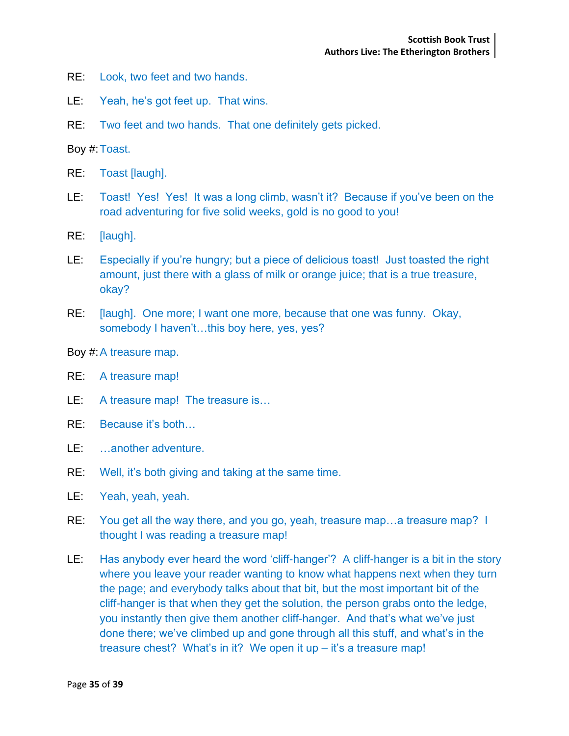RE: Look, two feet and two hands.

LE: Yeah, he's got feet up. That wins.

RE: Two feet and two hands. That one definitely gets picked.

Boy #: Toast.

RE: Toast [laugh].

LE: Toast! Yes! Yes! It was a long climb, wasn't it? Because if you've been on the road adventuring for five solid weeks, gold is no good to you!

RE: [laugh].

LE: Especially if you're hungry; but a piece of delicious toast! Just toasted the right amount, just there with a glass of milk or orange juice; that is a true treasure, okay?

RE: [laugh]. One more; I want one more, because that one was funny. Okay, somebody I haven't…this boy here, yes, yes?

Boy #: A treasure map.

RE: A treasure map!

LE: A treasure map! The treasure is…

RE: Because it's both…

LE: …another adventure.

RE: Well, it's both giving and taking at the same time.

LE: Yeah, yeah, yeah.

RE: You get all the way there, and you go, yeah, treasure map…a treasure map? I thought I was reading a treasure map!

LE: Has anybody ever heard the word 'cliff-hanger'? A cliff-hanger is a bit in the story where you leave your reader wanting to know what happens next when they turn the page; and everybody talks about that bit, but the most important bit of the cliff-hanger is that when they get the solution, the person grabs onto the ledge, you instantly then give them another cliff-hanger. And that's what we've just done there; we've climbed up and gone through all this stuff, and what's in the treasure chest? What's in it? We open it up – it's a treasure map!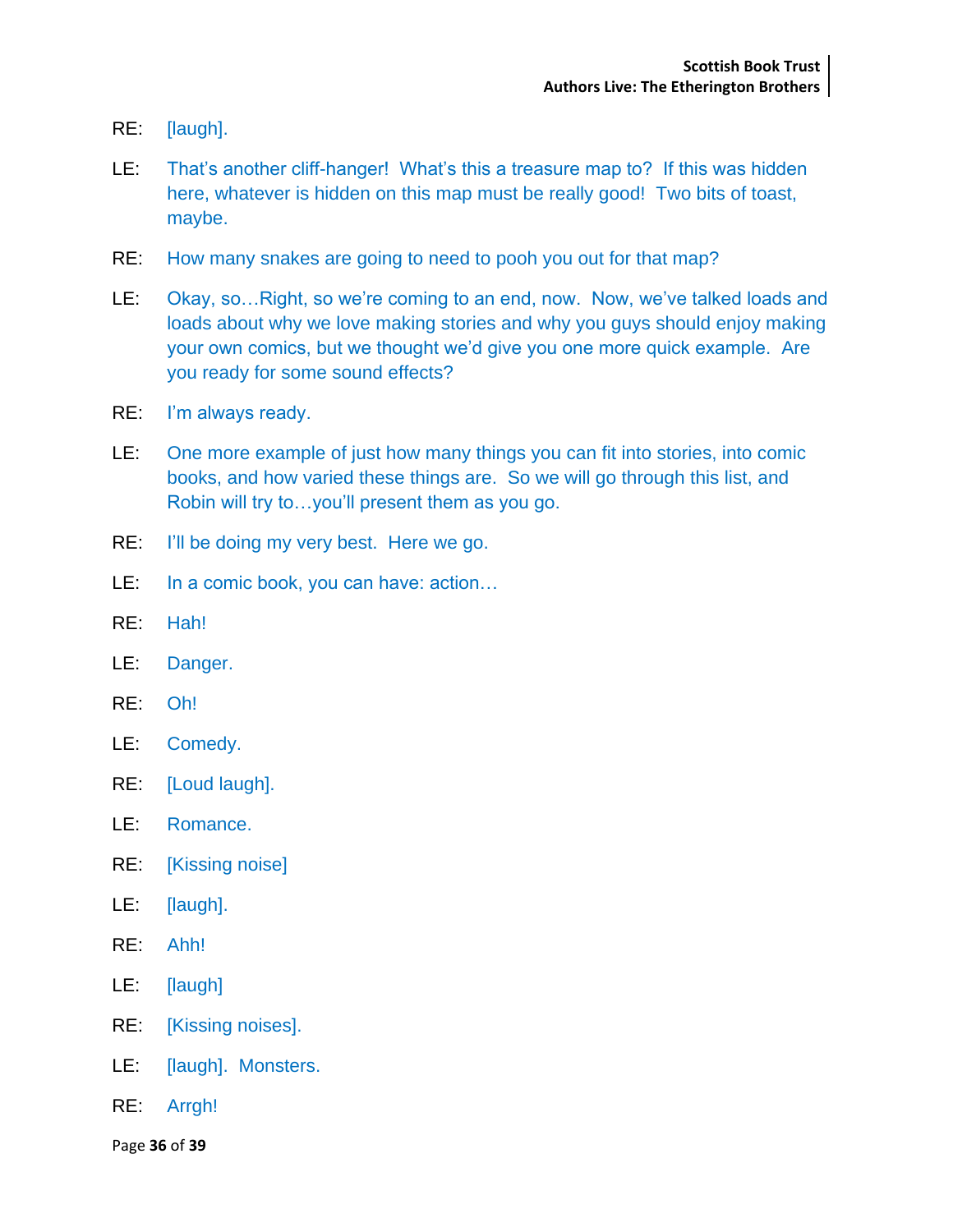RE: [laugh].

LE: That's another cliff-hanger! What's this a treasure map to? If this was hidden here, whatever is hidden on this map must be really good! Two bits of toast, maybe.

RE: How many snakes are going to need to pooh you out for that map?

LE: Okay, so…Right, so we're coming to an end, now. Now, we've talked loads and loads about why we love making stories and why you guys should enjoy making your own comics, but we thought we'd give you one more quick example. Are you ready for some sound effects?

RE: I'm always ready.

LE: One more example of just how many things you can fit into stories, into comic books, and how varied these things are. So we will go through this list, and Robin will try to…you'll present them as you go.

RE: I'll be doing my very best. Here we go.

LE: In a comic book, you can have: action…

RE: Hah!

LE: Danger.

RE: Oh!

LE: Comedy.

RE: [Loud laugh].

LE: Romance.

RE: [Kissing noise]

LE: [laugh].

RE: Ahh!

LE: [laugh]

RE: [Kissing noises].

LE: [laugh]. Monsters.

RE: Arrgh!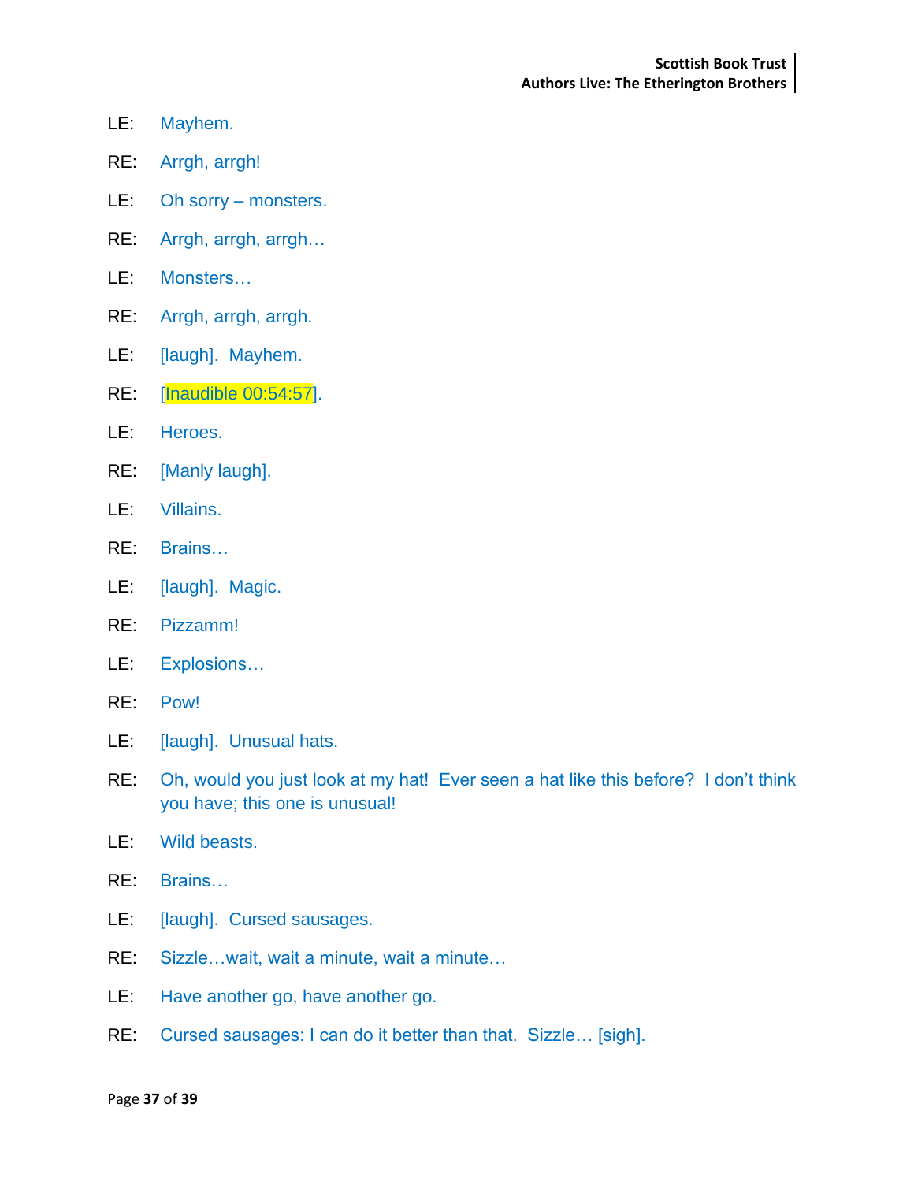LE: Mayhem.

RE: Arrgh, arrgh!

LE: Oh sorry – monsters.

RE: Arrgh, arrgh, arrgh…

LE: Monsters…

RE: Arrgh, arrgh, arrgh.

LE: [laugh]. Mayhem.

RE: [Inaudible 00:54:57].

LE: Heroes.

RE: [Manly laugh].

LE: Villains.

RE: Brains…

LE: [laugh]. Magic.

RE: Pizzamm!

LE: Explosions…

RE: Pow!

LE: [laugh]. Unusual hats.

RE: Oh, would you just look at my hat! Ever seen a hat like this before? I don't think you have; this one is unusual!

LE: Wild beasts.

RE: Brains…

LE: [laugh]. Cursed sausages.

RE: Sizzle…wait, wait a minute, wait a minute…

LE: Have another go, have another go.

RE: Cursed sausages: I can do it better than that. Sizzle… [sigh].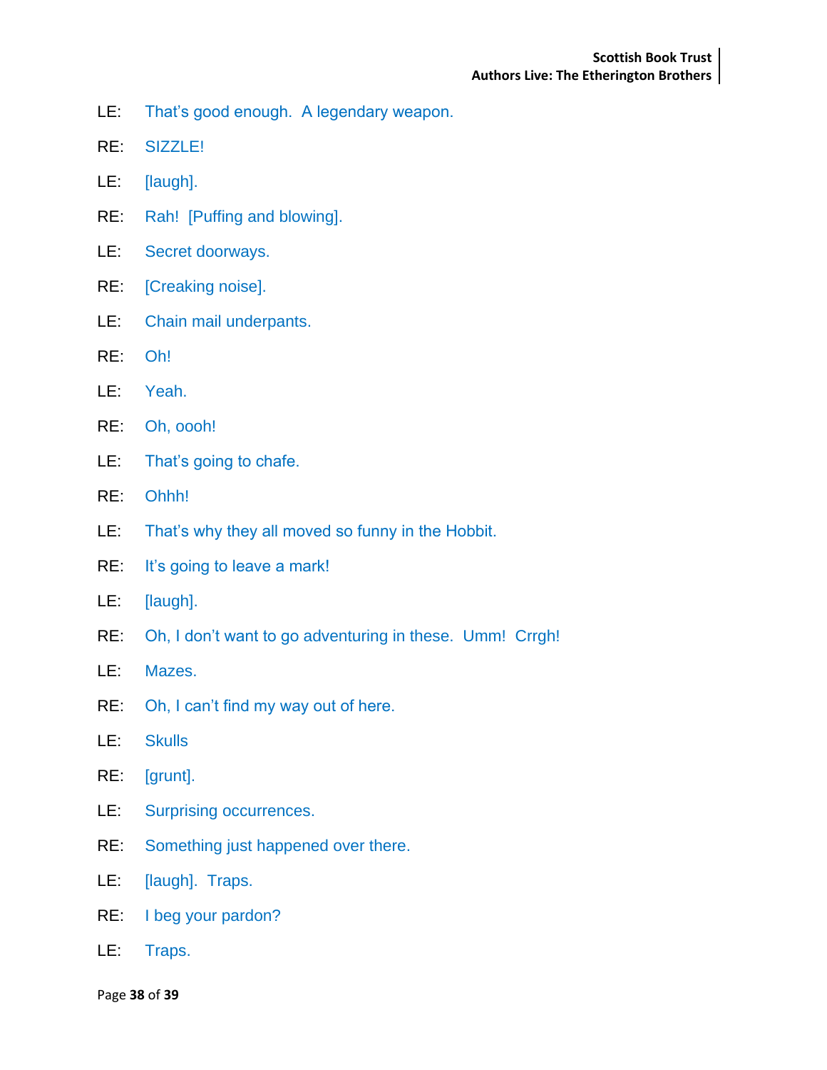LE: That's good enough. A legendary weapon.

RE: SIZZLE!

LE: [laugh].

RE: Rah! [Puffing and blowing].

LE: Secret doorways.

RE: [Creaking noise].

LE: Chain mail underpants.

RE: Oh!

LE: Yeah.

RE: Oh, oooh!

LE: That's going to chafe.

RE: Ohhh!

LE: That's why they all moved so funny in the Hobbit.

RE: It's going to leave a mark!

LE: [laugh].

RE: Oh, I don't want to go adventuring in these. Umm! Crrgh!

LE: Mazes.

RE: Oh, I can't find my way out of here.

LE: Skulls

RE: [grunt].

LE: Surprising occurrences.

RE: Something just happened over there.

LE: [laugh]. Traps.

RE: I beg your pardon?

LE: Traps.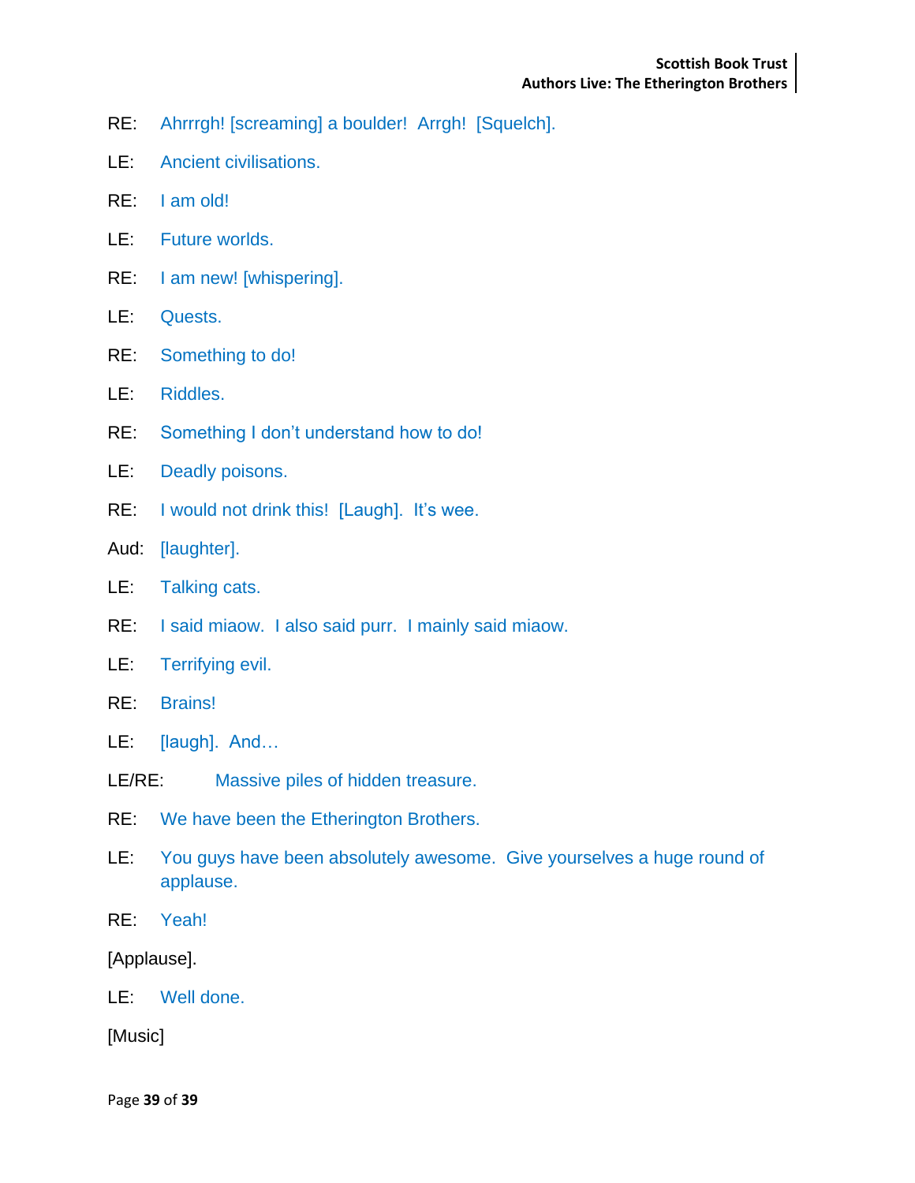RE: Ahrrrgh! [screaming] a boulder! Arrgh! [Squelch].

LE: Ancient civilisations.

RE: I am old!

LE: Future worlds.

RE: I am new! [whispering].

LE: Quests.

RE: Something to do!

LE: Riddles.

RE: Something I don't understand how to do!

LE: Deadly poisons.

RE: I would not drink this! [Laugh]. It's wee.

Aud: [laughter].

LE: Talking cats.

RE: I said miaow. I also said purr. I mainly said miaow.

LE: Terrifying evil.

RE: Brains!

LE: [laugh]. And…

LE/RE: Massive piles of hidden treasure.

RE: We have been the Etherington Brothers.

LE: You guys have been absolutely awesome. Give yourselves a huge round of applause.

RE: Yeah!

[Applause].

LE: Well done.

[Music]